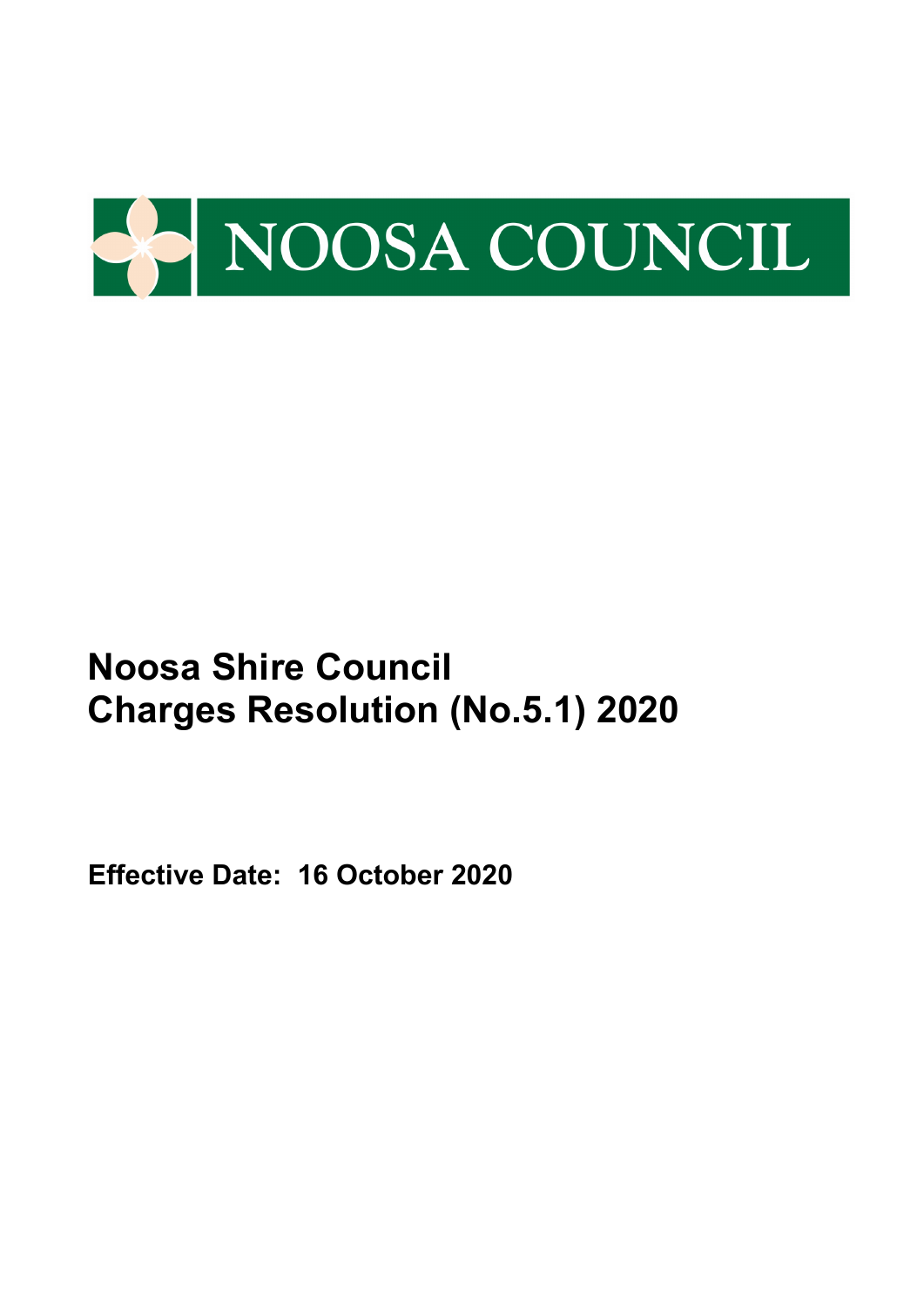NOOSA COUNCIL

# Noosa Shire Council
# Charges Resolution (No.5.1) 2020

**Effective Date: 16 October 2020**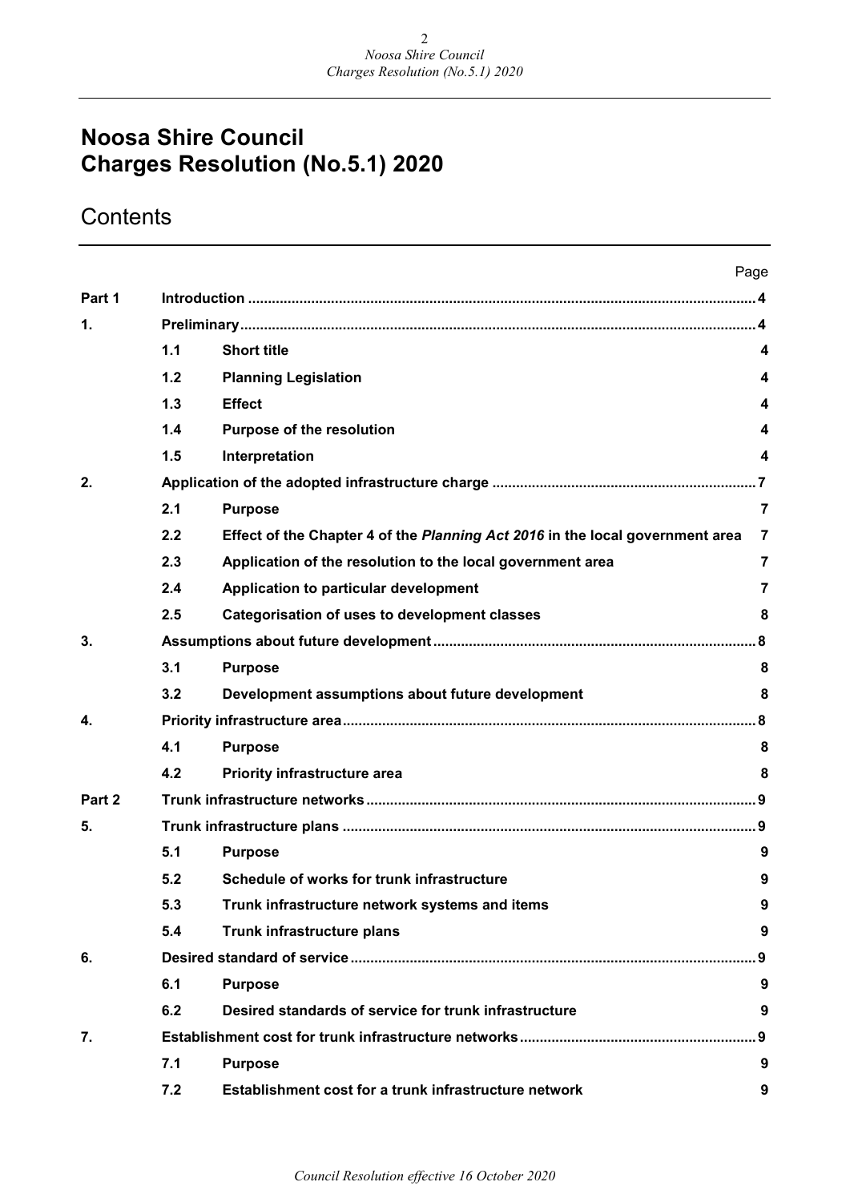# Noosa Shire Council
# Charges Resolution (No.5.1) 2020

## Contents

| | | | Page |
|---|---|---|---|
| **Part 1** | **Introduction** | | **4** |
| **1.** | **Preliminary** | | **4** |
| | **1.1** | **Short title** | **4** |
| | **1.2** | **Planning Legislation** | **4** |
| | **1.3** | **Effect** | **4** |
| | **1.4** | **Purpose of the resolution** | **4** |
| | **1.5** | **Interpretation** | **4** |
| **2.** | **Application of the adopted infrastructure charge** | | **7** |
| | **2.1** | **Purpose** | **7** |
| | **2.2** | **Effect of the Chapter 4 of the *Planning Act 2016* in the local government area** | **7** |
| | **2.3** | **Application of the resolution to the local government area** | **7** |
| | **2.4** | **Application to particular development** | **7** |
| | **2.5** | **Categorisation of uses to development classes** | **8** |
| **3.** | **Assumptions about future development** | | **8** |
| | **3.1** | **Purpose** | **8** |
| | **3.2** | **Development assumptions about future development** | **8** |
| **4.** | **Priority infrastructure area** | | **8** |
| | **4.1** | **Purpose** | **8** |
| | **4.2** | **Priority infrastructure area** | **8** |
| **Part 2** | **Trunk infrastructure networks** | | **9** |
| **5.** | **Trunk infrastructure plans** | | **9** |
| | **5.1** | **Purpose** | **9** |
| | **5.2** | **Schedule of works for trunk infrastructure** | **9** |
| | **5.3** | **Trunk infrastructure network systems and items** | **9** |
| | **5.4** | **Trunk infrastructure plans** | **9** |
| **6.** | **Desired standard of service** | | **9** |
| | **6.1** | **Purpose** | **9** |
| | **6.2** | **Desired standards of service for trunk infrastructure** | **9** |
| **7.** | **Establishment cost for trunk infrastructure networks** | | **9** |
| | **7.1** | **Purpose** | **9** |
| | **7.2** | **Establishment cost for a trunk infrastructure network** | **9** |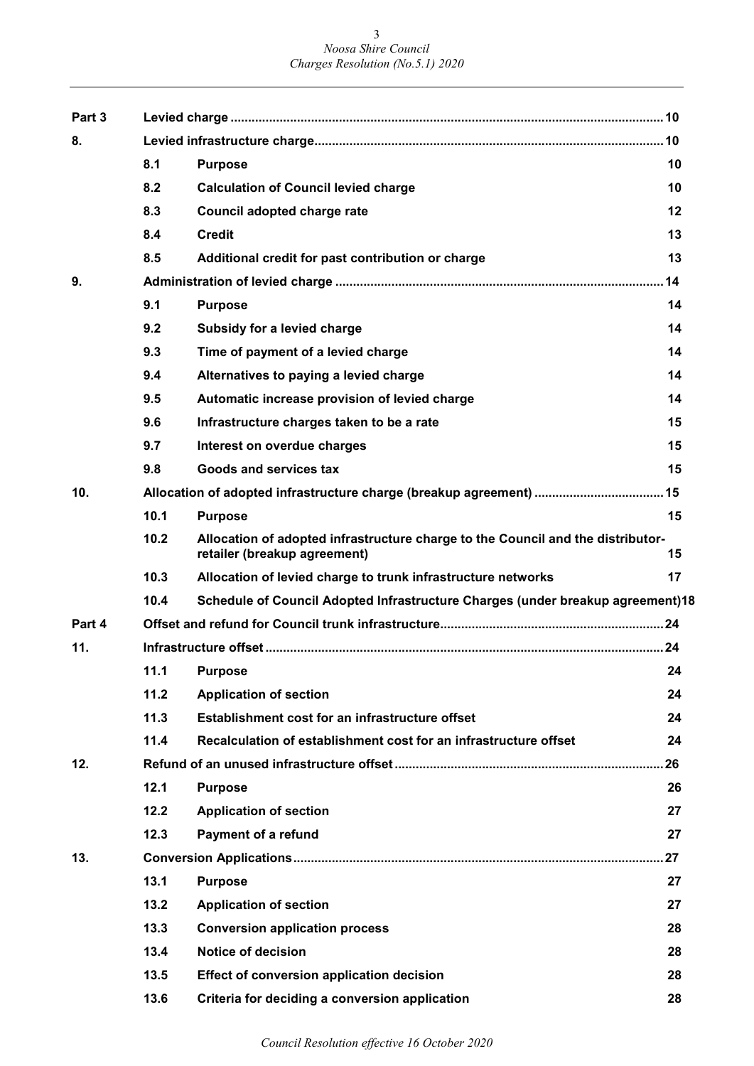| | | | |
|---|---|---|---|
| **Part 3** | **Levied charge** | | **10** |
| **8.** | **Levied infrastructure charge** | | **10** |
| | **8.1** | **Purpose** | **10** |
| | **8.2** | **Calculation of Council levied charge** | **10** |
| | **8.3** | **Council adopted charge rate** | **12** |
| | **8.4** | **Credit** | **13** |
| | **8.5** | **Additional credit for past contribution or charge** | **13** |
| **9.** | **Administration of levied charge** | | **14** |
| | **9.1** | **Purpose** | **14** |
| | **9.2** | **Subsidy for a levied charge** | **14** |
| | **9.3** | **Time of payment of a levied charge** | **14** |
| | **9.4** | **Alternatives to paying a levied charge** | **14** |
| | **9.5** | **Automatic increase provision of levied charge** | **14** |
| | **9.6** | **Infrastructure charges taken to be a rate** | **15** |
| | **9.7** | **Interest on overdue charges** | **15** |
| | **9.8** | **Goods and services tax** | **15** |
| **10.** | **Allocation of adopted infrastructure charge (breakup agreement)** | | **15** |
| | **10.1** | **Purpose** | **15** |
| | **10.2** | **Allocation of adopted infrastructure charge to the Council and the distributor-retailer (breakup agreement)** | **15** |
| | **10.3** | **Allocation of levied charge to trunk infrastructure networks** | **17** |
| | **10.4** | **Schedule of Council Adopted Infrastructure Charges (under breakup agreement)** | **18** |
| **Part 4** | **Offset and refund for Council trunk infrastructure** | | **24** |
| **11.** | **Infrastructure offset** | | **24** |
| | **11.1** | **Purpose** | **24** |
| | **11.2** | **Application of section** | **24** |
| | **11.3** | **Establishment cost for an infrastructure offset** | **24** |
| | **11.4** | **Recalculation of establishment cost for an infrastructure offset** | **24** |
| **12.** | **Refund of an unused infrastructure offset** | | **26** |
| | **12.1** | **Purpose** | **26** |
| | **12.2** | **Application of section** | **27** |
| | **12.3** | **Payment of a refund** | **27** |
| **13.** | **Conversion Applications** | | **27** |
| | **13.1** | **Purpose** | **27** |
| | **13.2** | **Application of section** | **27** |
| | **13.3** | **Conversion application process** | **28** |
| | **13.4** | **Notice of decision** | **28** |
| | **13.5** | **Effect of conversion application decision** | **28** |
| | **13.6** | **Criteria for deciding a conversion application** | **28** |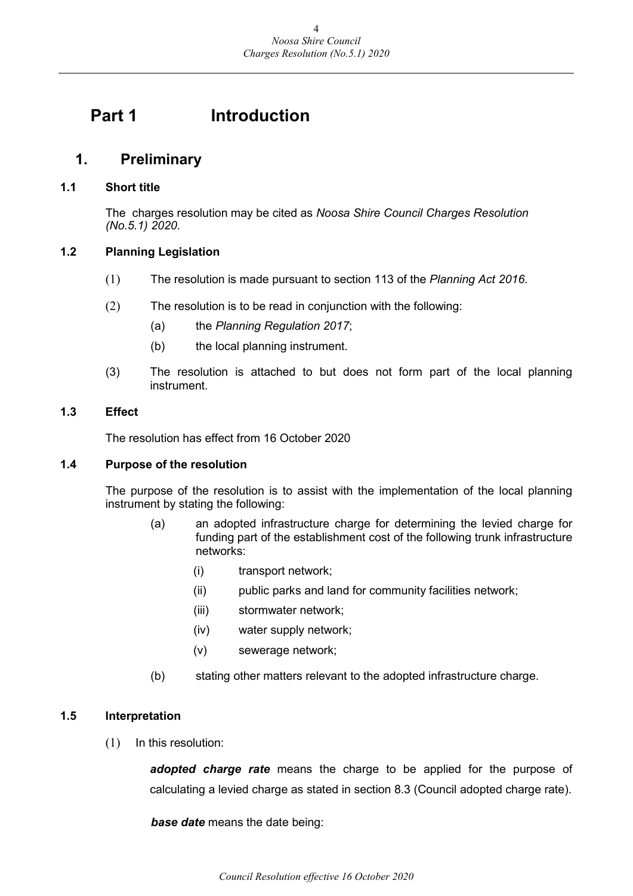# Part 1 Introduction

## 1. Preliminary

### 1.1 Short title

The charges resolution may be cited as *Noosa Shire Council Charges Resolution (No.5.1) 2020*.

### 1.2 Planning Legislation

(1) The resolution is made pursuant to section 113 of the *Planning Act 2016*.

(2) The resolution is to be read in conjunction with the following:

- (a) the *Planning Regulation 2017*;
- (b) the local planning instrument.

(3) The resolution is attached to but does not form part of the local planning instrument.

### 1.3 Effect

The resolution has effect from 16 October 2020

### 1.4 Purpose of the resolution

The purpose of the resolution is to assist with the implementation of the local planning instrument by stating the following:

- (a) an adopted infrastructure charge for determining the levied charge for funding part of the establishment cost of the following trunk infrastructure networks:
  - (i) transport network;
  - (ii) public parks and land for community facilities network;
  - (iii) stormwater network;
  - (iv) water supply network;
  - (v) sewerage network;
- (b) stating other matters relevant to the adopted infrastructure charge.

### 1.5 Interpretation

(1) In this resolution:

***adopted charge rate*** means the charge to be applied for the purpose of calculating a levied charge as stated in section 8.3 (Council adopted charge rate).

***base date*** means the date being: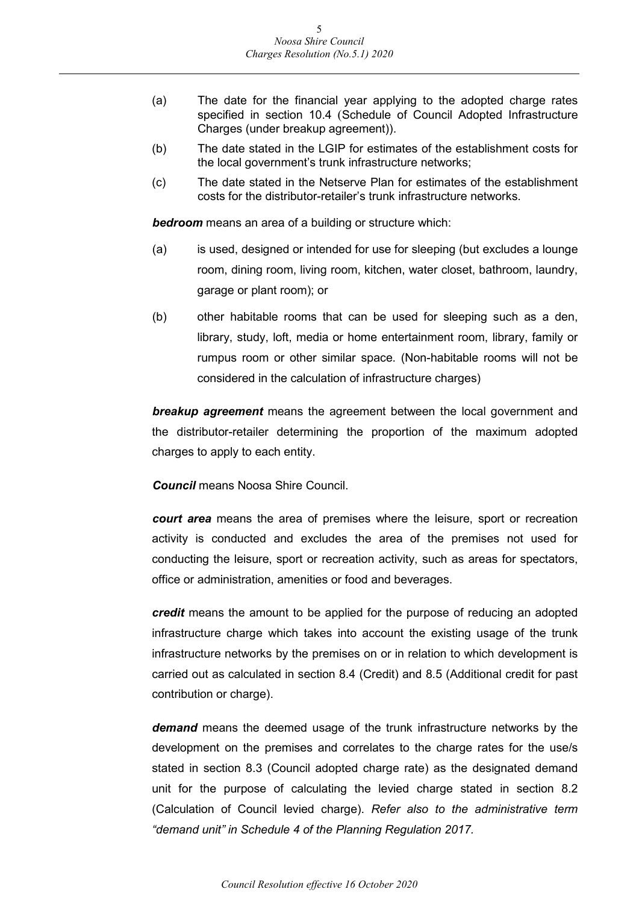(a) The date for the financial year applying to the adopted charge rates specified in section 10.4 (Schedule of Council Adopted Infrastructure Charges (under breakup agreement)).

(b) The date stated in the LGIP for estimates of the establishment costs for the local government's trunk infrastructure networks;

(c) The date stated in the Netserve Plan for estimates of the establishment costs for the distributor-retailer's trunk infrastructure networks.

***bedroom*** means an area of a building or structure which:

(a) is used, designed or intended for use for sleeping (but excludes a lounge room, dining room, living room, kitchen, water closet, bathroom, laundry, garage or plant room); or

(b) other habitable rooms that can be used for sleeping such as a den, library, study, loft, media or home entertainment room, library, family or rumpus room or other similar space. (Non-habitable rooms will not be considered in the calculation of infrastructure charges)

***breakup agreement*** means the agreement between the local government and the distributor-retailer determining the proportion of the maximum adopted charges to apply to each entity.

***Council*** means Noosa Shire Council.

***court area*** means the area of premises where the leisure, sport or recreation activity is conducted and excludes the area of the premises not used for conducting the leisure, sport or recreation activity, such as areas for spectators, office or administration, amenities or food and beverages.

***credit*** means the amount to be applied for the purpose of reducing an adopted infrastructure charge which takes into account the existing usage of the trunk infrastructure networks by the premises on or in relation to which development is carried out as calculated in section 8.4 (Credit) and 8.5 (Additional credit for past contribution or charge).

***demand*** means the deemed usage of the trunk infrastructure networks by the development on the premises and correlates to the charge rates for the use/s stated in section 8.3 (Council adopted charge rate) as the designated demand unit for the purpose of calculating the levied charge stated in section 8.2 (Calculation of Council levied charge). *Refer also to the administrative term "demand unit" in Schedule 4 of the Planning Regulation 2017.*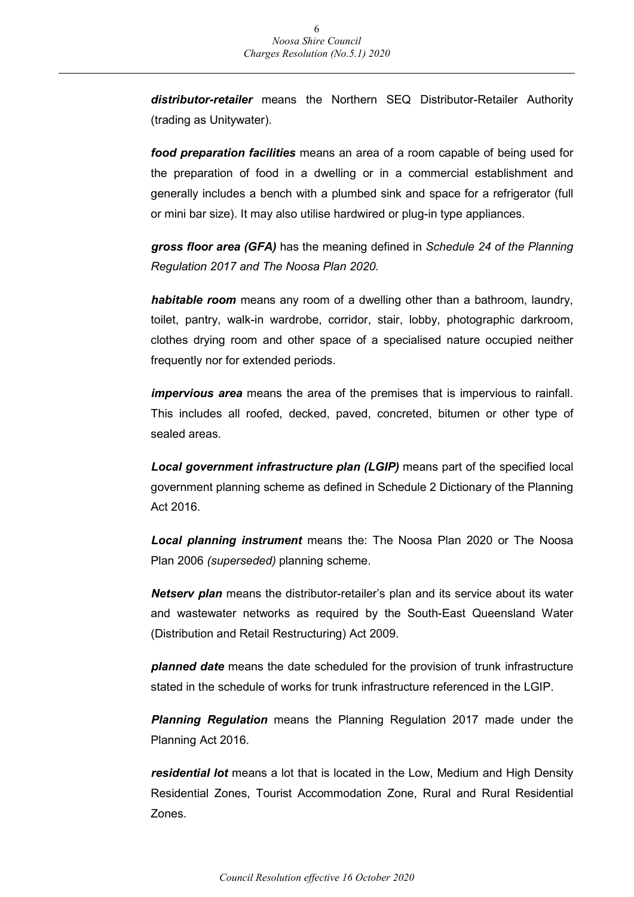***distributor-retailer*** means the Northern SEQ Distributor-Retailer Authority (trading as Unitywater).

***food preparation facilities*** means an area of a room capable of being used for the preparation of food in a dwelling or in a commercial establishment and generally includes a bench with a plumbed sink and space for a refrigerator (full or mini bar size). It may also utilise hardwired or plug-in type appliances.

***gross floor area (GFA)*** has the meaning defined in *Schedule 24 of the Planning Regulation 2017 and The Noosa Plan 2020.*

***habitable room*** means any room of a dwelling other than a bathroom, laundry, toilet, pantry, walk-in wardrobe, corridor, stair, lobby, photographic darkroom, clothes drying room and other space of a specialised nature occupied neither frequently nor for extended periods.

***impervious area*** means the area of the premises that is impervious to rainfall. This includes all roofed, decked, paved, concreted, bitumen or other type of sealed areas.

***Local government infrastructure plan (LGIP)*** means part of the specified local government planning scheme as defined in Schedule 2 Dictionary of the Planning Act 2016.

***Local planning instrument*** means the: The Noosa Plan 2020 or The Noosa Plan 2006 *(superseded)* planning scheme.

***Netserv plan*** means the distributor-retailer's plan and its service about its water and wastewater networks as required by the South-East Queensland Water (Distribution and Retail Restructuring) Act 2009.

***planned date*** means the date scheduled for the provision of trunk infrastructure stated in the schedule of works for trunk infrastructure referenced in the LGIP.

***Planning Regulation*** means the Planning Regulation 2017 made under the Planning Act 2016.

***residential lot*** means a lot that is located in the Low, Medium and High Density Residential Zones, Tourist Accommodation Zone, Rural and Rural Residential Zones.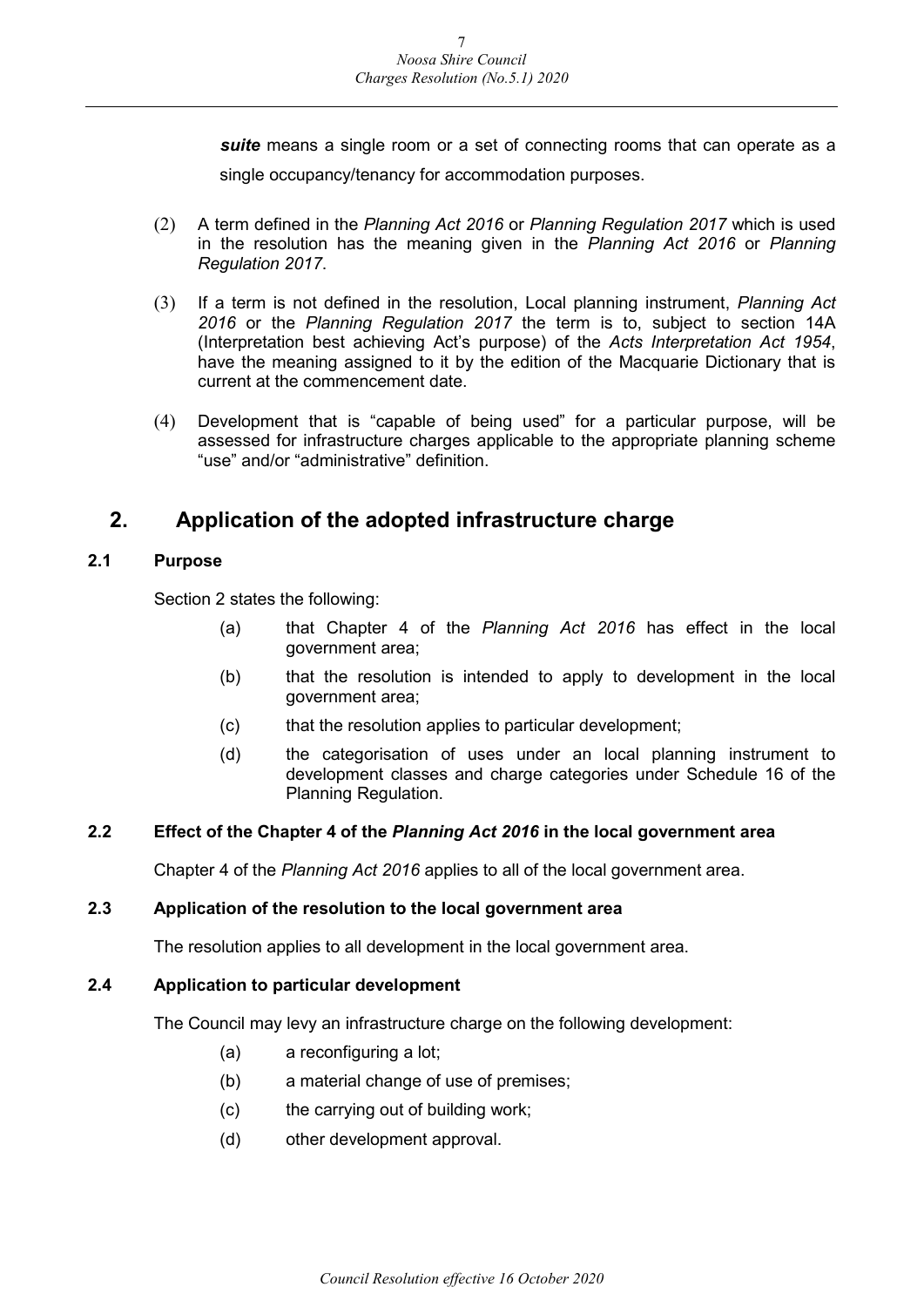***suite*** means a single room or a set of connecting rooms that can operate as a single occupancy/tenancy for accommodation purposes.

(2) A term defined in the *Planning Act 2016* or *Planning Regulation 2017* which is used in the resolution has the meaning given in the *Planning Act 2016* or *Planning Regulation 2017*.

(3) If a term is not defined in the resolution, Local planning instrument, *Planning Act 2016* or the *Planning Regulation 2017* the term is to, subject to section 14A (Interpretation best achieving Act's purpose) of the *Acts Interpretation Act 1954*, have the meaning assigned to it by the edition of the Macquarie Dictionary that is current at the commencement date.

(4) Development that is "capable of being used" for a particular purpose, will be assessed for infrastructure charges applicable to the appropriate planning scheme "use" and/or "administrative" definition.

## 2. Application of the adopted infrastructure charge

### 2.1 Purpose

Section 2 states the following:

(a) that Chapter 4 of the *Planning Act 2016* has effect in the local government area;

(b) that the resolution is intended to apply to development in the local government area;

(c) that the resolution applies to particular development;

(d) the categorisation of uses under an local planning instrument to development classes and charge categories under Schedule 16 of the Planning Regulation.

### 2.2 Effect of the Chapter 4 of the *Planning Act 2016* in the local government area

Chapter 4 of the *Planning Act 2016* applies to all of the local government area.

### 2.3 Application of the resolution to the local government area

The resolution applies to all development in the local government area.

### 2.4 Application to particular development

The Council may levy an infrastructure charge on the following development:

(a) a reconfiguring a lot;

(b) a material change of use of premises;

(c) the carrying out of building work;

(d) other development approval.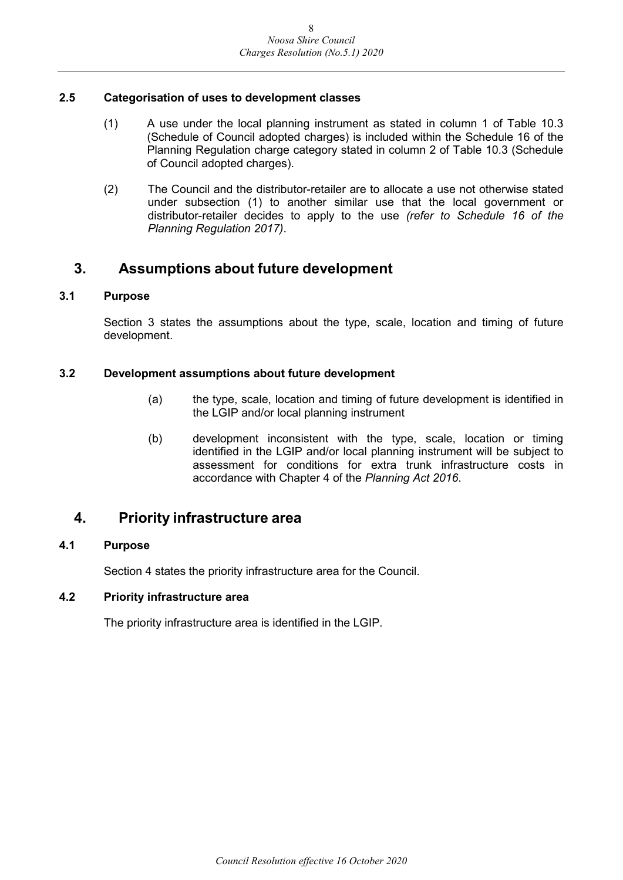### 2.5 Categorisation of uses to development classes

(1) A use under the local planning instrument as stated in column 1 of Table 10.3 (Schedule of Council adopted charges) is included within the Schedule 16 of the Planning Regulation charge category stated in column 2 of Table 10.3 (Schedule of Council adopted charges).

(2) The Council and the distributor-retailer are to allocate a use not otherwise stated under subsection (1) to another similar use that the local government or distributor-retailer decides to apply to the use *(refer to Schedule 16 of the Planning Regulation 2017)*.

## 3. Assumptions about future development

### 3.1 Purpose

Section 3 states the assumptions about the type, scale, location and timing of future development.

### 3.2 Development assumptions about future development

(a) the type, scale, location and timing of future development is identified in the LGIP and/or local planning instrument

(b) development inconsistent with the type, scale, location or timing identified in the LGIP and/or local planning instrument will be subject to assessment for conditions for extra trunk infrastructure costs in accordance with Chapter 4 of the *Planning Act 2016*.

## 4. Priority infrastructure area

### 4.1 Purpose

Section 4 states the priority infrastructure area for the Council.

### 4.2 Priority infrastructure area

The priority infrastructure area is identified in the LGIP.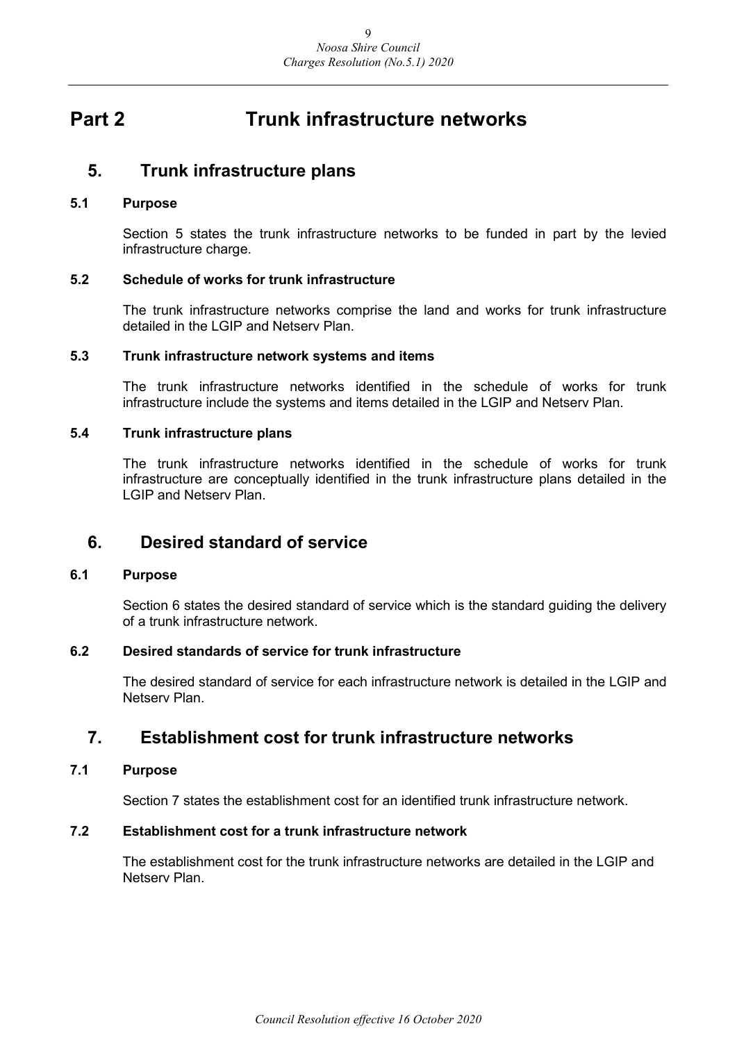# Part 2 Trunk infrastructure networks

## 5. Trunk infrastructure plans

### 5.1 Purpose

Section 5 states the trunk infrastructure networks to be funded in part by the levied infrastructure charge.

### 5.2 Schedule of works for trunk infrastructure

The trunk infrastructure networks comprise the land and works for trunk infrastructure detailed in the LGIP and Netserv Plan.

### 5.3 Trunk infrastructure network systems and items

The trunk infrastructure networks identified in the schedule of works for trunk infrastructure include the systems and items detailed in the LGIP and Netserv Plan.

### 5.4 Trunk infrastructure plans

The trunk infrastructure networks identified in the schedule of works for trunk infrastructure are conceptually identified in the trunk infrastructure plans detailed in the LGIP and Netserv Plan.

## 6. Desired standard of service

### 6.1 Purpose

Section 6 states the desired standard of service which is the standard guiding the delivery of a trunk infrastructure network.

### 6.2 Desired standards of service for trunk infrastructure

The desired standard of service for each infrastructure network is detailed in the LGIP and Netserv Plan.

## 7. Establishment cost for trunk infrastructure networks

### 7.1 Purpose

Section 7 states the establishment cost for an identified trunk infrastructure network.

### 7.2 Establishment cost for a trunk infrastructure network

The establishment cost for the trunk infrastructure networks are detailed in the LGIP and Netserv Plan.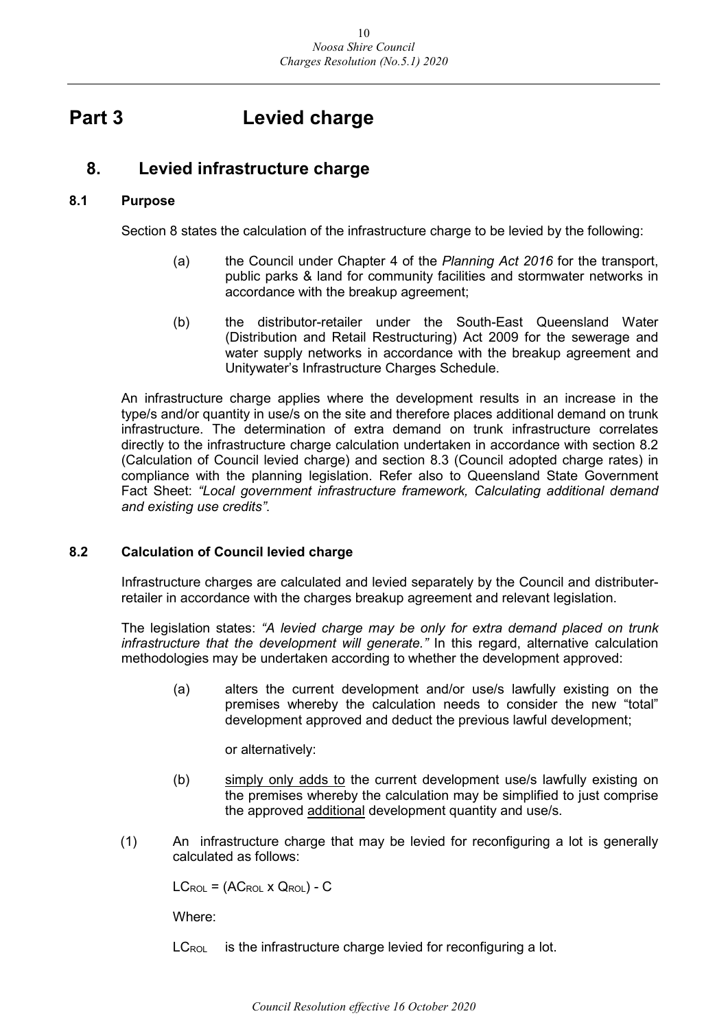# Part 3 Levied charge

## 8. Levied infrastructure charge

### 8.1 Purpose

Section 8 states the calculation of the infrastructure charge to be levied by the following:

(a) the Council under Chapter 4 of the *Planning Act 2016* for the transport, public parks & land for community facilities and stormwater networks in accordance with the breakup agreement;

(b) the distributor-retailer under the South-East Queensland Water (Distribution and Retail Restructuring) Act 2009 for the sewerage and water supply networks in accordance with the breakup agreement and Unitywater's Infrastructure Charges Schedule.

An infrastructure charge applies where the development results in an increase in the type/s and/or quantity in use/s on the site and therefore places additional demand on trunk infrastructure. The determination of extra demand on trunk infrastructure correlates directly to the infrastructure charge calculation undertaken in accordance with section 8.2 (Calculation of Council levied charge) and section 8.3 (Council adopted charge rates) in compliance with the planning legislation. Refer also to Queensland State Government Fact Sheet: *"Local government infrastructure framework, Calculating additional demand and existing use credits"*.

### 8.2 Calculation of Council levied charge

Infrastructure charges are calculated and levied separately by the Council and distributer-retailer in accordance with the charges breakup agreement and relevant legislation.

The legislation states: *"A levied charge may be only for extra demand placed on trunk infrastructure that the development will generate."* In this regard, alternative calculation methodologies may be undertaken according to whether the development approved:

(a) alters the current development and/or use/s lawfully existing on the premises whereby the calculation needs to consider the new "total" development approved and deduct the previous lawful development;

or alternatively:

(b) simply only adds to the current development use/s lawfully existing on the premises whereby the calculation may be simplified to just comprise the approved additional development quantity and use/s.

(1) An infrastructure charge that may be levied for reconfiguring a lot is generally calculated as follows:

$LC_{ROL} = (AC_{ROL} \times Q_{ROL}) - C$

Where:

$LC_{ROL}$ is the infrastructure charge levied for reconfiguring a lot.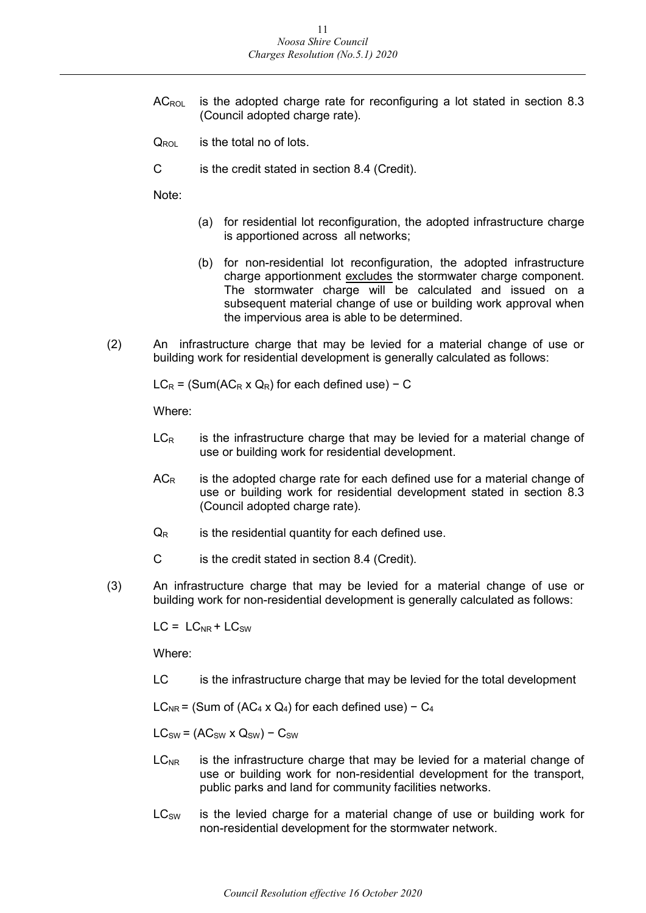$AC_{ROL}$ is the adopted charge rate for reconfiguring a lot stated in section 8.3 (Council adopted charge rate).

$Q_{ROL}$ is the total no of lots.

C is the credit stated in section 8.4 (Credit).

Note:

(a) for residential lot reconfiguration, the adopted infrastructure charge is apportioned across all networks;

(b) for non-residential lot reconfiguration, the adopted infrastructure charge apportionment excludes the stormwater charge component. The stormwater charge will be calculated and issued on a subsequent material change of use or building work approval when the impervious area is able to be determined.

(2) An infrastructure charge that may be levied for a material change of use or building work for residential development is generally calculated as follows:

$LC_R = (\text{Sum}(AC_R \times Q_R) \text{ for each defined use}) - C$

Where:

$LC_R$ is the infrastructure charge that may be levied for a material change of use or building work for residential development.

$AC_R$ is the adopted charge rate for each defined use for a material change of use or building work for residential development stated in section 8.3 (Council adopted charge rate).

$Q_R$ is the residential quantity for each defined use.

C is the credit stated in section 8.4 (Credit).

(3) An infrastructure charge that may be levied for a material change of use or building work for non-residential development is generally calculated as follows:

$LC = LC_{NR} + LC_{SW}$

Where:

LC is the infrastructure charge that may be levied for the total development

$LC_{NR} = (\text{Sum of } (AC_4 \times Q_4) \text{ for each defined use}) - C_4$

$LC_{SW} = (AC_{SW} \times Q_{SW}) - C_{SW}$

$LC_{NR}$ is the infrastructure charge that may be levied for a material change of use or building work for non-residential development for the transport, public parks and land for community facilities networks.

$LC_{SW}$ is the levied charge for a material change of use or building work for non-residential development for the stormwater network.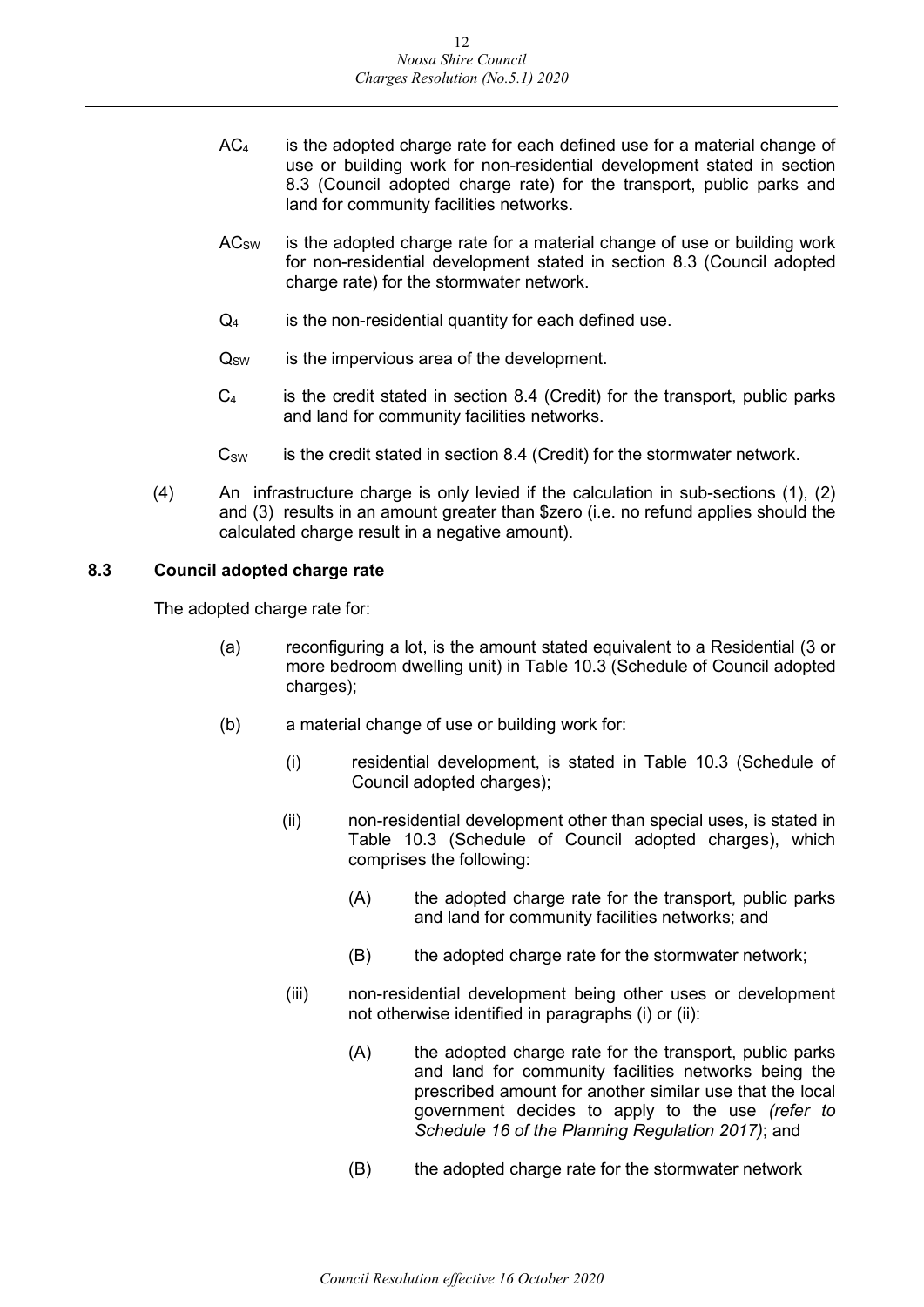$AC_4$ is the adopted charge rate for each defined use for a material change of use or building work for non-residential development stated in section 8.3 (Council adopted charge rate) for the transport, public parks and land for community facilities networks.

$AC_{SW}$ is the adopted charge rate for a material change of use or building work for non-residential development stated in section 8.3 (Council adopted charge rate) for the stormwater network.

$Q_4$ is the non-residential quantity for each defined use.

$Q_{SW}$ is the impervious area of the development.

$C_4$ is the credit stated in section 8.4 (Credit) for the transport, public parks and land for community facilities networks.

$C_{SW}$ is the credit stated in section 8.4 (Credit) for the stormwater network.

(4) An infrastructure charge is only levied if the calculation in sub-sections (1), (2) and (3) results in an amount greater than $zero (i.e. no refund applies should the calculated charge result in a negative amount).

### 8.3 Council adopted charge rate

The adopted charge rate for:

(a) reconfiguring a lot, is the amount stated equivalent to a Residential (3 or more bedroom dwelling unit) in Table 10.3 (Schedule of Council adopted charges);

(b) a material change of use or building work for:

(i) residential development, is stated in Table 10.3 (Schedule of Council adopted charges);

(ii) non-residential development other than special uses, is stated in Table 10.3 (Schedule of Council adopted charges), which comprises the following:

(A) the adopted charge rate for the transport, public parks and land for community facilities networks; and

(B) the adopted charge rate for the stormwater network;

(iii) non-residential development being other uses or development not otherwise identified in paragraphs (i) or (ii):

(A) the adopted charge rate for the transport, public parks and land for community facilities networks being the prescribed amount for another similar use that the local government decides to apply to the use *(refer to Schedule 16 of the Planning Regulation 2017)*; and

(B) the adopted charge rate for the stormwater network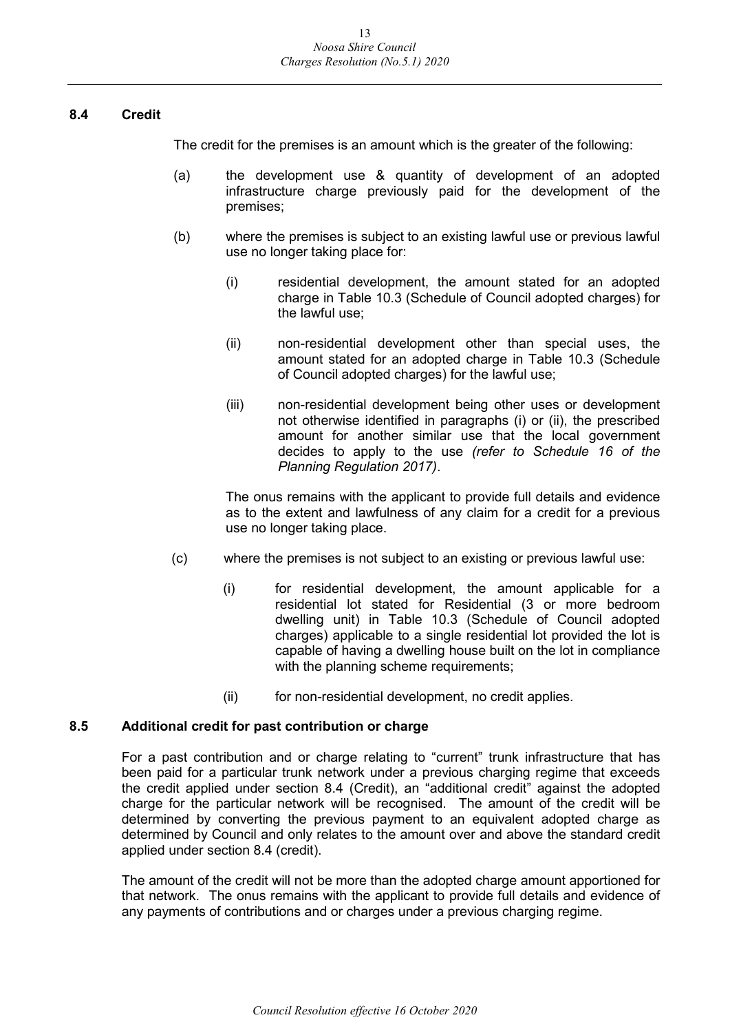### 8.4 Credit

The credit for the premises is an amount which is the greater of the following:

(a) the development use & quantity of development of an adopted infrastructure charge previously paid for the development of the premises;

(b) where the premises is subject to an existing lawful use or previous lawful use no longer taking place for:

   (i) residential development, the amount stated for an adopted charge in Table 10.3 (Schedule of Council adopted charges) for the lawful use;

   (ii) non-residential development other than special uses, the amount stated for an adopted charge in Table 10.3 (Schedule of Council adopted charges) for the lawful use;

   (iii) non-residential development being other uses or development not otherwise identified in paragraphs (i) or (ii), the prescribed amount for another similar use that the local government decides to apply to the use *(refer to Schedule 16 of the Planning Regulation 2017)*.

   The onus remains with the applicant to provide full details and evidence as to the extent and lawfulness of any claim for a credit for a previous use no longer taking place.

(c) where the premises is not subject to an existing or previous lawful use:

   (i) for residential development, the amount applicable for a residential lot stated for Residential (3 or more bedroom dwelling unit) in Table 10.3 (Schedule of Council adopted charges) applicable to a single residential lot provided the lot is capable of having a dwelling house built on the lot in compliance with the planning scheme requirements;

   (ii) for non-residential development, no credit applies.

### 8.5 Additional credit for past contribution or charge

For a past contribution and or charge relating to "current" trunk infrastructure that has been paid for a particular trunk network under a previous charging regime that exceeds the credit applied under section 8.4 (Credit), an "additional credit" against the adopted charge for the particular network will be recognised. The amount of the credit will be determined by converting the previous payment to an equivalent adopted charge as determined by Council and only relates to the amount over and above the standard credit applied under section 8.4 (credit).

The amount of the credit will not be more than the adopted charge amount apportioned for that network. The onus remains with the applicant to provide full details and evidence of any payments of contributions and or charges under a previous charging regime.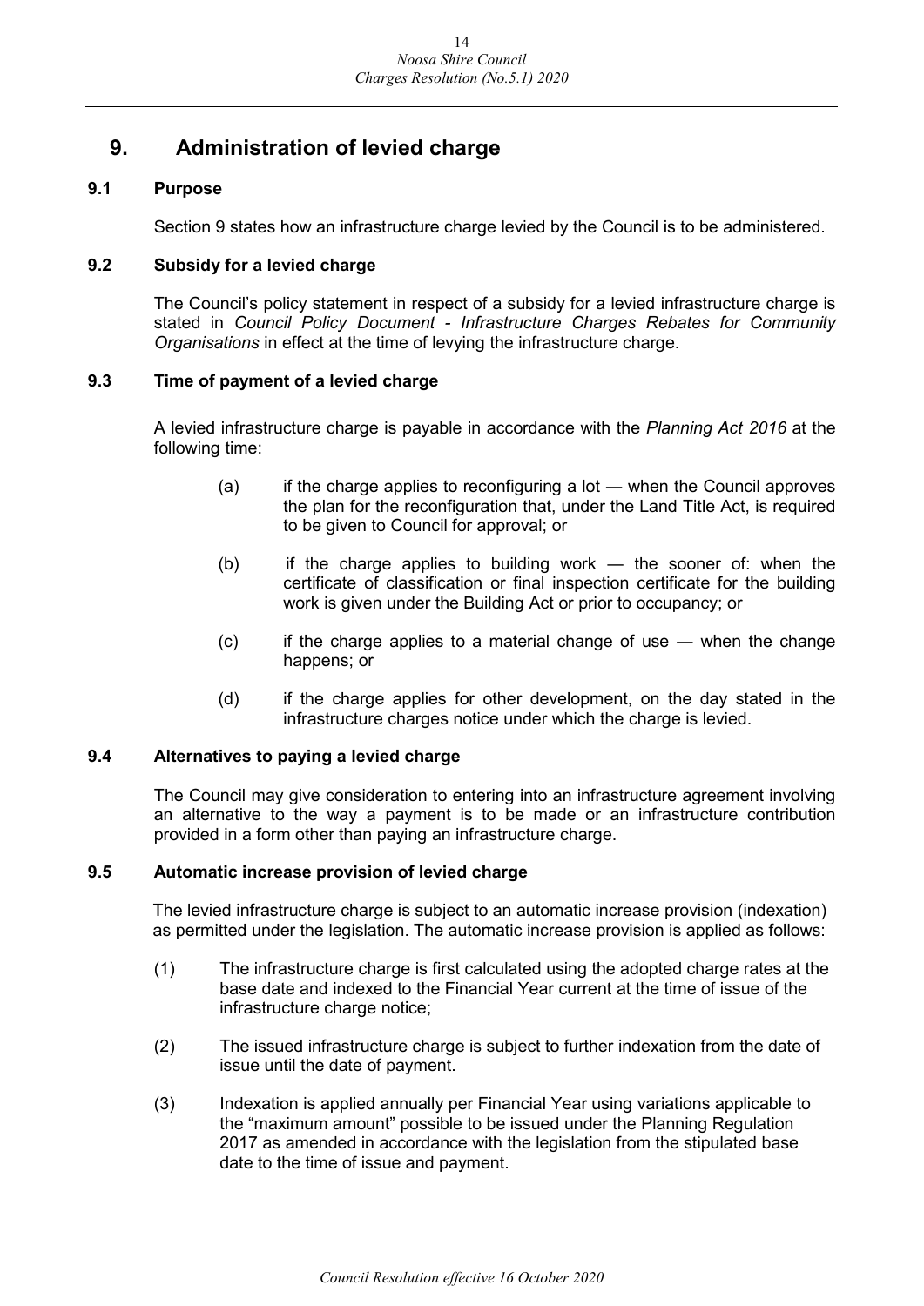# 9. Administration of levied charge

### 9.1 Purpose

Section 9 states how an infrastructure charge levied by the Council is to be administered.

### 9.2 Subsidy for a levied charge

The Council's policy statement in respect of a subsidy for a levied infrastructure charge is stated in *Council Policy Document - Infrastructure Charges Rebates for Community Organisations* in effect at the time of levying the infrastructure charge.

### 9.3 Time of payment of a levied charge

A levied infrastructure charge is payable in accordance with the *Planning Act 2016* at the following time:

(a) if the charge applies to reconfiguring a lot — when the Council approves the plan for the reconfiguration that, under the Land Title Act, is required to be given to Council for approval; or

(b) if the charge applies to building work — the sooner of: when the certificate of classification or final inspection certificate for the building work is given under the Building Act or prior to occupancy; or

(c) if the charge applies to a material change of use — when the change happens; or

(d) if the charge applies for other development, on the day stated in the infrastructure charges notice under which the charge is levied.

### 9.4 Alternatives to paying a levied charge

The Council may give consideration to entering into an infrastructure agreement involving an alternative to the way a payment is to be made or an infrastructure contribution provided in a form other than paying an infrastructure charge.

### 9.5 Automatic increase provision of levied charge

The levied infrastructure charge is subject to an automatic increase provision (indexation) as permitted under the legislation. The automatic increase provision is applied as follows:

(1) The infrastructure charge is first calculated using the adopted charge rates at the base date and indexed to the Financial Year current at the time of issue of the infrastructure charge notice;

(2) The issued infrastructure charge is subject to further indexation from the date of issue until the date of payment.

(3) Indexation is applied annually per Financial Year using variations applicable to the "maximum amount" possible to be issued under the Planning Regulation 2017 as amended in accordance with the legislation from the stipulated base date to the time of issue and payment.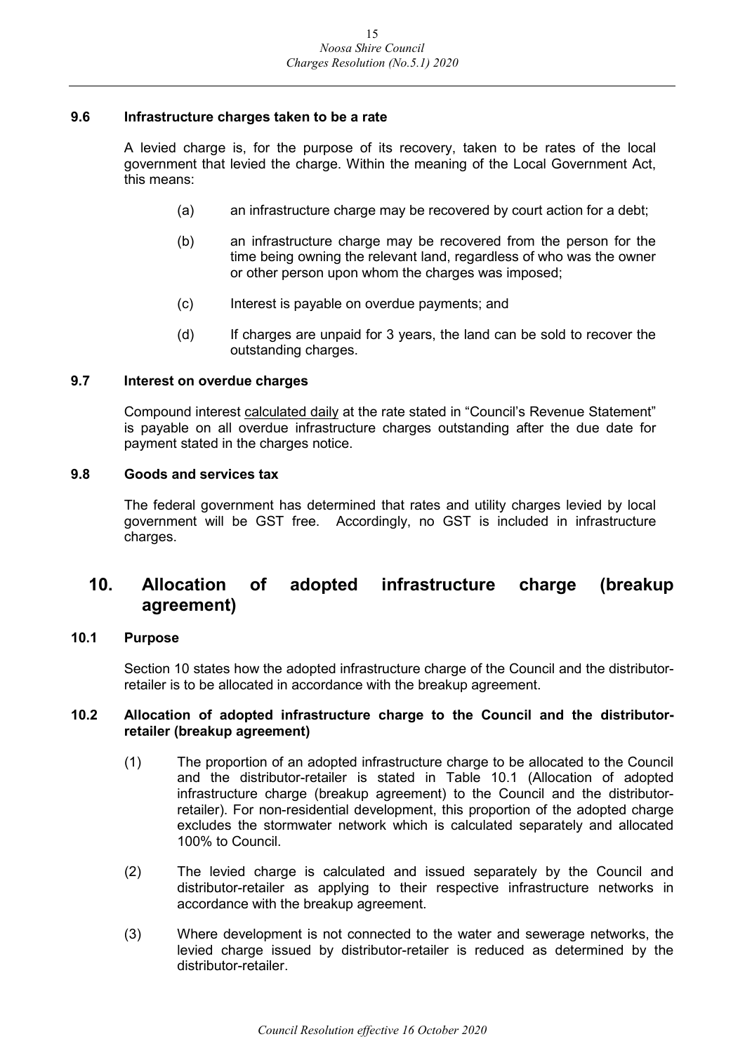### 9.6 Infrastructure charges taken to be a rate

A levied charge is, for the purpose of its recovery, taken to be rates of the local government that levied the charge. Within the meaning of the Local Government Act, this means:

(a) an infrastructure charge may be recovered by court action for a debt;

(b) an infrastructure charge may be recovered from the person for the time being owning the relevant land, regardless of who was the owner or other person upon whom the charges was imposed;

(c) Interest is payable on overdue payments; and

(d) If charges are unpaid for 3 years, the land can be sold to recover the outstanding charges.

### 9.7 Interest on overdue charges

Compound interest calculated daily at the rate stated in "Council's Revenue Statement" is payable on all overdue infrastructure charges outstanding after the due date for payment stated in the charges notice.

### 9.8 Goods and services tax

The federal government has determined that rates and utility charges levied by local government will be GST free. Accordingly, no GST is included in infrastructure charges.

## 10. Allocation of adopted infrastructure charge (breakup agreement)

### 10.1 Purpose

Section 10 states how the adopted infrastructure charge of the Council and the distributor-retailer is to be allocated in accordance with the breakup agreement.

### 10.2 Allocation of adopted infrastructure charge to the Council and the distributor-retailer (breakup agreement)

(1) The proportion of an adopted infrastructure charge to be allocated to the Council and the distributor-retailer is stated in Table 10.1 (Allocation of adopted infrastructure charge (breakup agreement) to the Council and the distributor-retailer). For non-residential development, this proportion of the adopted charge excludes the stormwater network which is calculated separately and allocated 100% to Council.

(2) The levied charge is calculated and issued separately by the Council and distributor-retailer as applying to their respective infrastructure networks in accordance with the breakup agreement.

(3) Where development is not connected to the water and sewerage networks, the levied charge issued by distributor-retailer is reduced as determined by the distributor-retailer.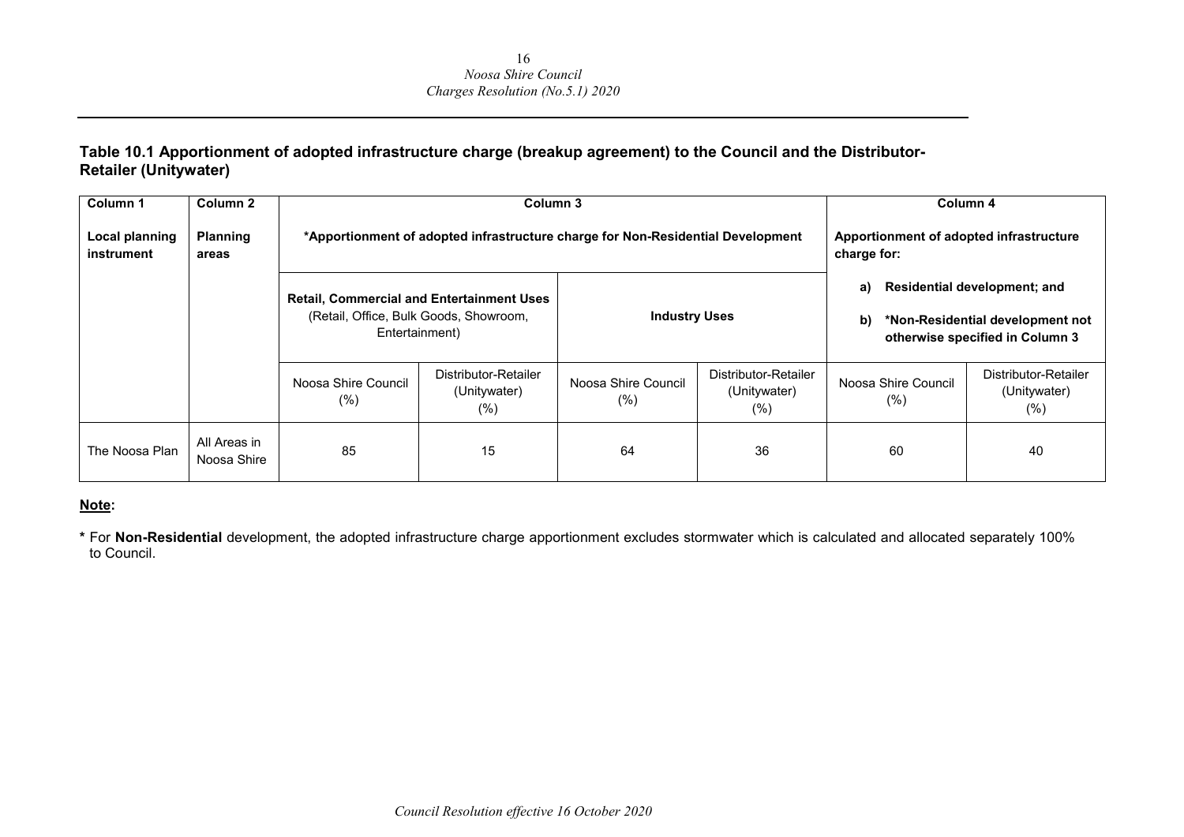**Table 10.1 Apportionment of adopted infrastructure charge (breakup agreement) to the Council and the Distributor-Retailer (Unitywater)**

| **Column 1** | **Column 2** | **Column 3** | | | | **Column 4** | |
|---|---|---|---|---|---|---|---|
| **Local planning instrument** | **Planning areas** | **\*Apportionment of adopted infrastructure charge for Non-Residential Development** | | | | **Apportionment of adopted infrastructure charge for:** | |
| | | **Retail, Commercial and Entertainment Uses** (Retail, Office, Bulk Goods, Showroom, Entertainment) | | **Industry Uses** | | **a) Residential development; and** **b) \*Non-Residential development not otherwise specified in Column 3** | |
| | | Noosa Shire Council (%) | Distributor-Retailer (Unitywater) (%) | Noosa Shire Council (%) | Distributor-Retailer (Unitywater) (%) | Noosa Shire Council (%) | Distributor-Retailer (Unitywater) (%) |
| The Noosa Plan | All Areas in Noosa Shire | 85 | 15 | 64 | 36 | 60 | 40 |

**<u>Note</u>:**

**\*** For **Non-Residential** development, the adopted infrastructure charge apportionment excludes stormwater which is calculated and allocated separately 100% to Council.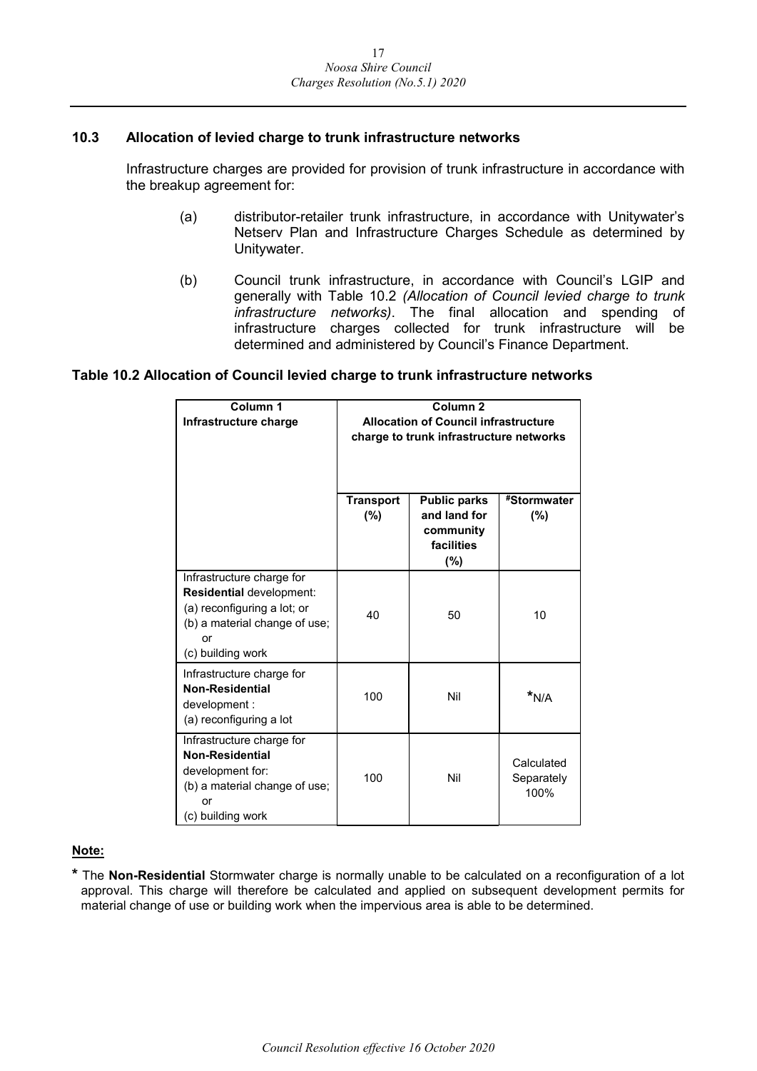### 10.3 Allocation of levied charge to trunk infrastructure networks

Infrastructure charges are provided for provision of trunk infrastructure in accordance with the breakup agreement for:

(a) distributor-retailer trunk infrastructure, in accordance with Unitywater's Netserv Plan and Infrastructure Charges Schedule as determined by Unitywater.

(b) Council trunk infrastructure, in accordance with Council's LGIP and generally with Table 10.2 *(Allocation of Council levied charge to trunk infrastructure networks)*. The final allocation and spending of infrastructure charges collected for trunk infrastructure will be determined and administered by Council's Finance Department.

**Table 10.2 Allocation of Council levied charge to trunk infrastructure networks**

| **Column 1**<br>**Infrastructure charge** | **Column 2**<br>**Allocation of Council infrastructure charge to trunk infrastructure networks** | | |
|---|---|---|---|
| | **Transport (%)** | **Public parks and land for community facilities (%)** | **#Stormwater (%)** |
| Infrastructure charge for **Residential** development:<br>(a) reconfiguring a lot; or<br>(b) a material change of use; or<br>(c) building work | 40 | 50 | 10 |
| Infrastructure charge for **Non-Residential** development :<br>(a) reconfiguring a lot | 100 | Nil | *N/A |
| Infrastructure charge for **Non-Residential** development for:<br>(b) a material change of use; or<br>(c) building work | 100 | Nil | Calculated Separately 100% |

**Note:**

**\*** The **Non-Residential** Stormwater charge is normally unable to be calculated on a reconfiguration of a lot approval. This charge will therefore be calculated and applied on subsequent development permits for material change of use or building work when the impervious area is able to be determined.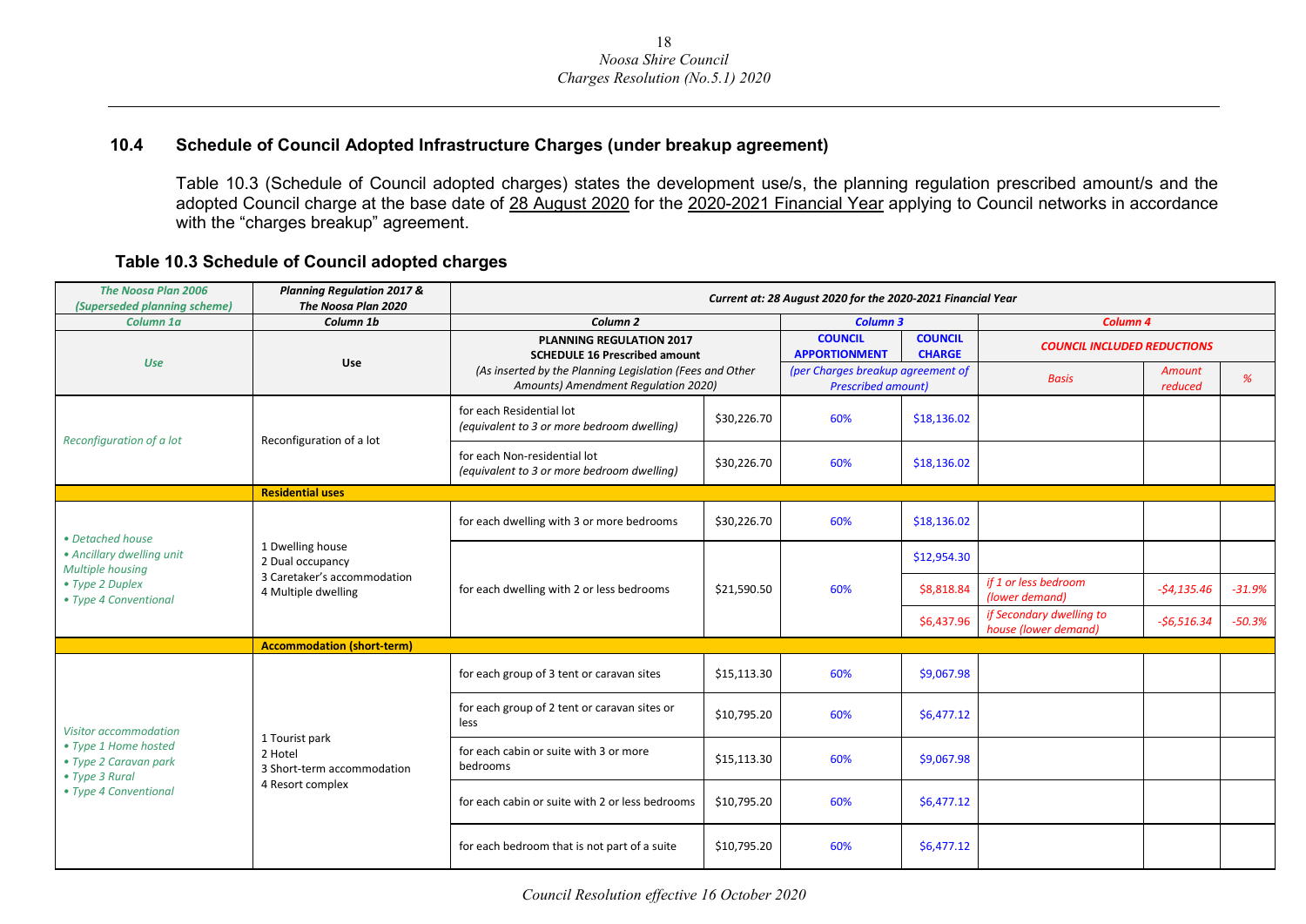## 10.4 Schedule of Council Adopted Infrastructure Charges (under breakup agreement)

Table 10.3 (Schedule of Council adopted charges) states the development use/s, the planning regulation prescribed amount/s and the adopted Council charge at the base date of 28 August 2020 for the 2020-2021 Financial Year applying to Council networks in accordance with the "charges breakup" agreement.

### Table 10.3 Schedule of Council adopted charges

| *The Noosa Plan 2006 (Superseded planning scheme)* | *Planning Regulation 2017 & The Noosa Plan 2020* | *Current at: 28 August 2020 for the 2020-2021 Financial Year* | | | | | | |
|---|---|---|---|---|---|---|---|---|
| *Column 1a* | *Column 1b* | *Column 2* | | *Column 3* | | *Column 4* | | |
| *Use* | *Use* | **PLANNING REGULATION 2017 SCHEDULE 16 Prescribed amount** *(As inserted by the Planning Legislation (Fees and Other Amounts) Amendment Regulation 2020)* | | **COUNCIL APPORTIONMENT** *(per Charges breakup agreement of Prescribed amount)* | **COUNCIL CHARGE** | ***COUNCIL INCLUDED REDUCTIONS*** | | |
| | | | | | | *Basis* | *Amount reduced* | *%* |
| *Reconfiguration of a lot* | Reconfiguration of a lot | for each Residential lot *(equivalent to 3 or more bedroom dwelling)* | $30,226.70 | 60% | $18,136.02 | | | |
| | | for each Non-residential lot *(equivalent to 3 or more bedroom dwelling)* | $30,226.70 | 60% | $18,136.02 | | | |
| | **Residential uses** | | | | | | | |
| *• Detached house • Ancillary dwelling unit Multiple housing • Type 2 Duplex • Type 4 Conventional* | 1 Dwelling house 2 Dual occupancy 3 Caretaker's accommodation 4 Multiple dwelling | for each dwelling with 3 or more bedrooms | $30,226.70 | 60% | $18,136.02 | | | |
| | | for each dwelling with 2 or less bedrooms | $21,590.50 | 60% | $12,954.30 | | | |
| | | | | | $8,818.84 | *if 1 or less bedroom (lower demand)* | *-$4,135.46* | *-31.9%* |
| | | | | | $6,437.96 | *if Secondary dwelling to house (lower demand)* | *-$6,516.34* | *-50.3%* |
| | **Accommodation (short-term)** | | | | | | | |
| *Visitor accommodation • Type 1 Home hosted • Type 2 Caravan park • Type 3 Rural • Type 4 Conventional* | 1 Tourist park 2 Hotel 3 Short-term accommodation 4 Resort complex | for each group of 3 tent or caravan sites | $15,113.30 | 60% | $9,067.98 | | | |
| | | for each group of 2 tent or caravan sites or less | $10,795.20 | 60% | $6,477.12 | | | |
| | | for each cabin or suite with 3 or more bedrooms | $15,113.30 | 60% | $9,067.98 | | | |
| | | for each cabin or suite with 2 or less bedrooms | $10,795.20 | 60% | $6,477.12 | | | |
| | | for each bedroom that is not part of a suite | $10,795.20 | 60% | $6,477.12 | | | |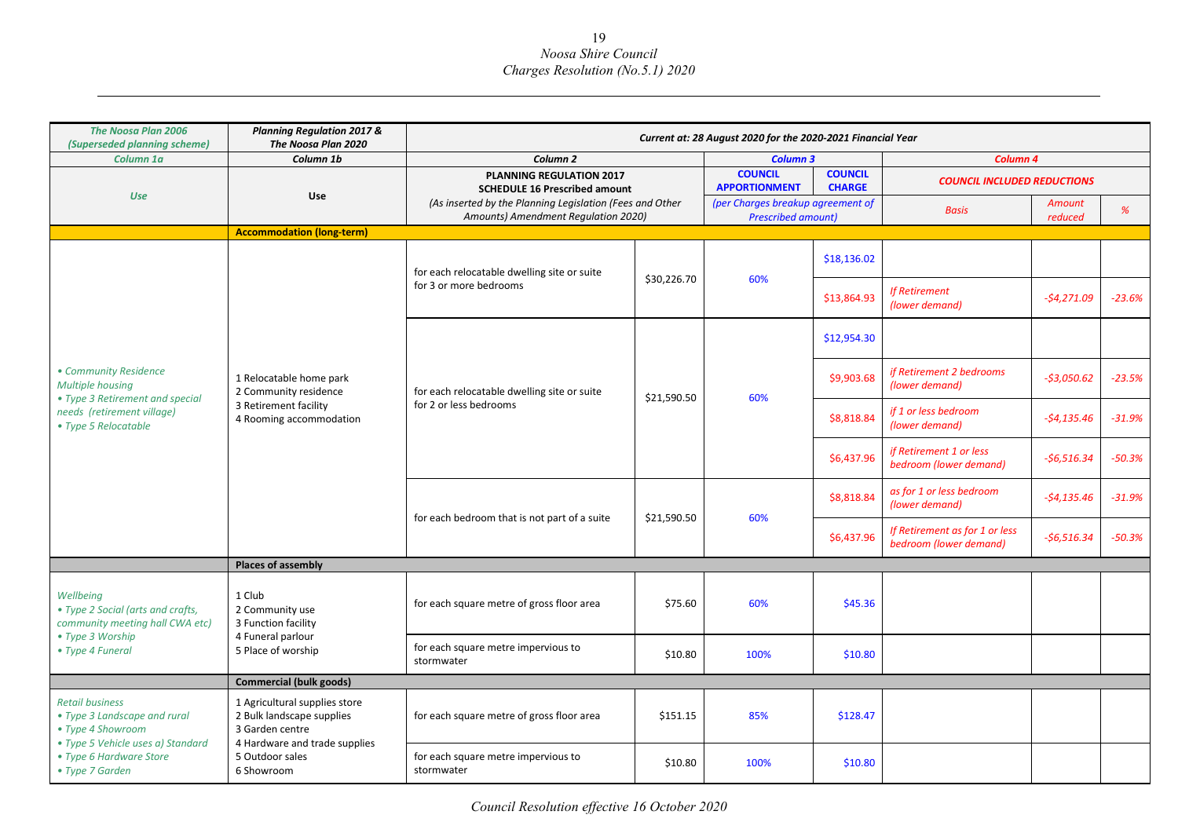| The Noosa Plan 2006 (Superseded planning scheme) | Planning Regulation 2017 & The Noosa Plan 2020 | Current at: 28 August 2020 for the 2020-2021 Financial Year | | | | | | |
|---|---|---|---|---|---|---|---|---|
| Column 1a | Column 1b | Column 2 | | Column 3 | | Column 4 | | |
| Use | Use | PLANNING REGULATION 2017 SCHEDULE 16 Prescribed amount (As inserted by the Planning Legislation (Fees and Other Amounts) Amendment Regulation 2020) | | COUNCIL APPORTIONMENT (per Charges breakup agreement of Prescribed amount) | COUNCIL CHARGE | COUNCIL INCLUDED REDUCTIONS | | |
| | | | | | | Basis | Amount reduced | % |
| | **Accommodation (long-term)** | | | | | | | |
| • Community Residence Multiple housing<br>• Type 3 Retirement and special needs (retirement village)<br>• Type 5 Relocatable | 1 Relocatable home park<br>2 Community residence<br>3 Retirement facility<br>4 Rooming accommodation | for each relocatable dwelling site or suite for 3 or more bedrooms | $30,226.70 | 60% | $18,136.02 | | | |
| | | | | | $13,864.93 | If Retirement (lower demand) | -$4,271.09 | -23.6% |
| | | for each relocatable dwelling site or suite for 2 or less bedrooms | $21,590.50 | 60% | $12,954.30 | | | |
| | | | | | $9,903.68 | if Retirement 2 bedrooms (lower demand) | -$3,050.62 | -23.5% |
| | | | | | $8,818.84 | if 1 or less bedroom (lower demand) | -$4,135.46 | -31.9% |
| | | | | | $6,437.96 | if Retirement 1 or less bedroom (lower demand) | -$6,516.34 | -50.3% |
| | | for each bedroom that is not part of a suite | $21,590.50 | 60% | $8,818.84 | as for 1 or less bedroom (lower demand) | -$4,135.46 | -31.9% |
| | | | | | $6,437.96 | If Retirement as for 1 or less bedroom (lower demand) | -$6,516.34 | -50.3% |
| | **Places of assembly** | | | | | | | |
| Wellbeing<br>• Type 2 Social (arts and crafts, community meeting hall CWA etc)<br>• Type 3 Worship<br>• Type 4 Funeral | 1 Club<br>2 Community use<br>3 Function facility<br>4 Funeral parlour<br>5 Place of worship | for each square metre of gross floor area | $75.60 | 60% | $45.36 | | | |
| | | for each square metre impervious to stormwater | $10.80 | 100% | $10.80 | | | |
| | **Commercial (bulk goods)** | | | | | | | |
| Retail business<br>• Type 3 Landscape and rural<br>• Type 4 Showroom<br>• Type 5 Vehicle uses a) Standard<br>• Type 6 Hardware Store<br>• Type 7 Garden | 1 Agricultural supplies store<br>2 Bulk landscape supplies<br>3 Garden centre<br>4 Hardware and trade supplies<br>5 Outdoor sales<br>6 Showroom | for each square metre of gross floor area | $151.15 | 85% | $128.47 | | | |
| | | for each square metre impervious to stormwater | $10.80 | 100% | $10.80 | | | |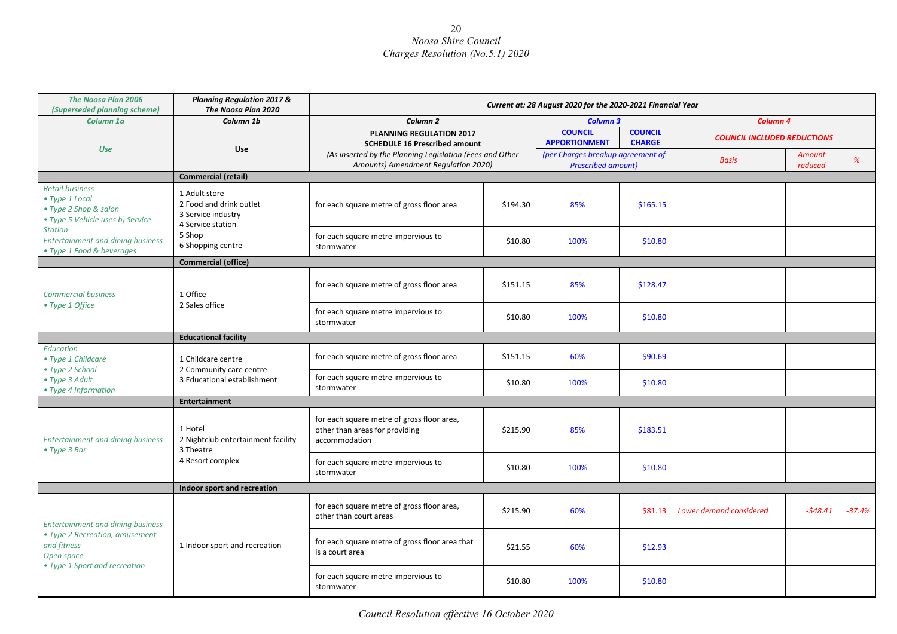| The Noosa Plan 2006 (Superseded planning scheme) | Planning Regulation 2017 & The Noosa Plan 2020 | Current at: 28 August 2020 for the 2020-2021 Financial Year | | | | | | |
|---|---|---|---|---|---|---|---|---|
| Column 1a | Column 1b | Column 2 | | Column 3 | | Column 4 | | |
| Use | Use | PLANNING REGULATION 2017 SCHEDULE 16 Prescribed amount (As inserted by the Planning Legislation (Fees and Other Amounts) Amendment Regulation 2020) | | COUNCIL APPORTIONMENT (per Charges breakup agreement of Prescribed amount) | COUNCIL CHARGE | COUNCIL INCLUDED REDUCTIONS | | |
| | | | | | | Basis | Amount reduced | % |
| | **Commercial (retail)** | | | | | | | |
| Retail business • Type 1 Local • Type 2 Shop & salon • Type 5 Vehicle uses b) Service Station Entertainment and dining business • Type 1 Food & beverages | 1 Adult store 2 Food and drink outlet 3 Service industry 4 Service station 5 Shop 6 Shopping centre | for each square metre of gross floor area | $194.30 | 85% | $165.15 | | | |
| | | for each square metre impervious to stormwater | $10.80 | 100% | $10.80 | | | |
| | **Commercial (office)** | | | | | | | |
| Commercial business • Type 1 Office | 1 Office 2 Sales office | for each square metre of gross floor area | $151.15 | 85% | $128.47 | | | |
| | | for each square metre impervious to stormwater | $10.80 | 100% | $10.80 | | | |
| | **Educational facility** | | | | | | | |
| Education • Type 1 Childcare • Type 2 School • Type 3 Adult • Type 4 Information | 1 Childcare centre 2 Community care centre 3 Educational establishment | for each square metre of gross floor area | $151.15 | 60% | $90.69 | | | |
| | | for each square metre impervious to stormwater | $10.80 | 100% | $10.80 | | | |
| | **Entertainment** | | | | | | | |
| Entertainment and dining business • Type 3 Bar | 1 Hotel 2 Nightclub entertainment facility 3 Theatre 4 Resort complex | for each square metre of gross floor area, other than areas for providing accommodation | $215.90 | 85% | $183.51 | | | |
| | | for each square metre impervious to stormwater | $10.80 | 100% | $10.80 | | | |
| | **Indoor sport and recreation** | | | | | | | |
| Entertainment and dining business • Type 2 Recreation, amusement and fitness Open space • Type 1 Sport and recreation | 1 Indoor sport and recreation | for each square metre of gross floor area, other than court areas | $215.90 | 60% | $81.13 | Lower demand considered | -$48.41 | -37.4% |
| | | for each square metre of gross floor area that is a court area | $21.55 | 60% | $12.93 | | | |
| | | for each square metre impervious to stormwater | $10.80 | 100% | $10.80 | | | |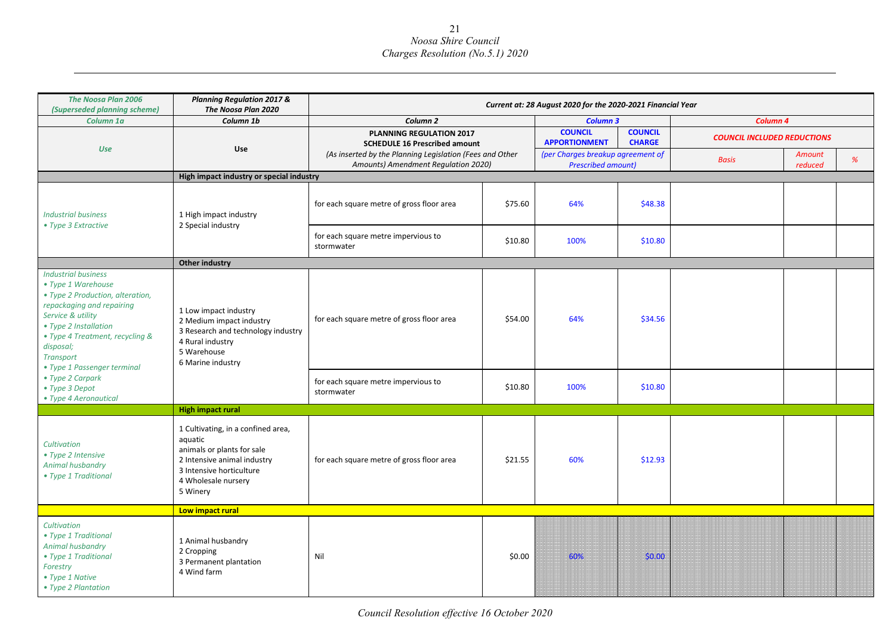| The Noosa Plan 2006 (Superseded planning scheme) | Planning Regulation 2017 & The Noosa Plan 2020 | Current at: 28 August 2020 for the 2020-2021 Financial Year | | | | | | |
|---|---|---|---|---|---|---|---|---|
| Column 1a | Column 1b | Column 2 | | Column 3 | | Column 4 | | |
| Use | Use | PLANNING REGULATION 2017 SCHEDULE 16 Prescribed amount (As inserted by the Planning Legislation (Fees and Other Amounts) Amendment Regulation 2020) | | COUNCIL APPORTIONMENT (per Charges breakup agreement of Prescribed amount) | COUNCIL CHARGE | COUNCIL INCLUDED REDUCTIONS | | |
| | | | | | | Basis | Amount reduced | % |
| | **High impact industry or special industry** | | | | | | | |
| *Industrial business • Type 3 Extractive* | 1 High impact industry<br>2 Special industry | for each square metre of gross floor area | $75.60 | 64% | $48.38 | | | |
| | | for each square metre impervious to stormwater | $10.80 | 100% | $10.80 | | | |
| | **Other industry** | | | | | | | |
| *Industrial business • Type 1 Warehouse • Type 2 Production, alteration, repackaging and repairing Service & utility • Type 2 Installation • Type 4 Treatment, recycling & disposal; Transport • Type 1 Passenger terminal • Type 2 Carpark • Type 3 Depot • Type 4 Aeronautical* | 1 Low impact industry<br>2 Medium impact industry<br>3 Research and technology industry<br>4 Rural industry<br>5 Warehouse<br>6 Marine industry | for each square metre of gross floor area | $54.00 | 64% | $34.56 | | | |
| | | for each square metre impervious to stormwater | $10.80 | 100% | $10.80 | | | |
| | **High impact rural** | | | | | | | |
| *Cultivation • Type 2 Intensive Animal husbandry • Type 1 Traditional* | 1 Cultivating, in a confined area, aquatic animals or plants for sale<br>2 Intensive animal industry<br>3 Intensive horticulture<br>4 Wholesale nursery<br>5 Winery | for each square metre of gross floor area | $21.55 | 60% | $12.93 | | | |
| | **Low impact rural** | | | | | | | |
| *Cultivation • Type 1 Traditional Animal husbandry • Type 1 Traditional Forestry • Type 1 Native • Type 2 Plantation* | 1 Animal husbandry<br>2 Cropping<br>3 Permanent plantation<br>4 Wind farm | Nil | $0.00 | 60% | $0.00 | | | |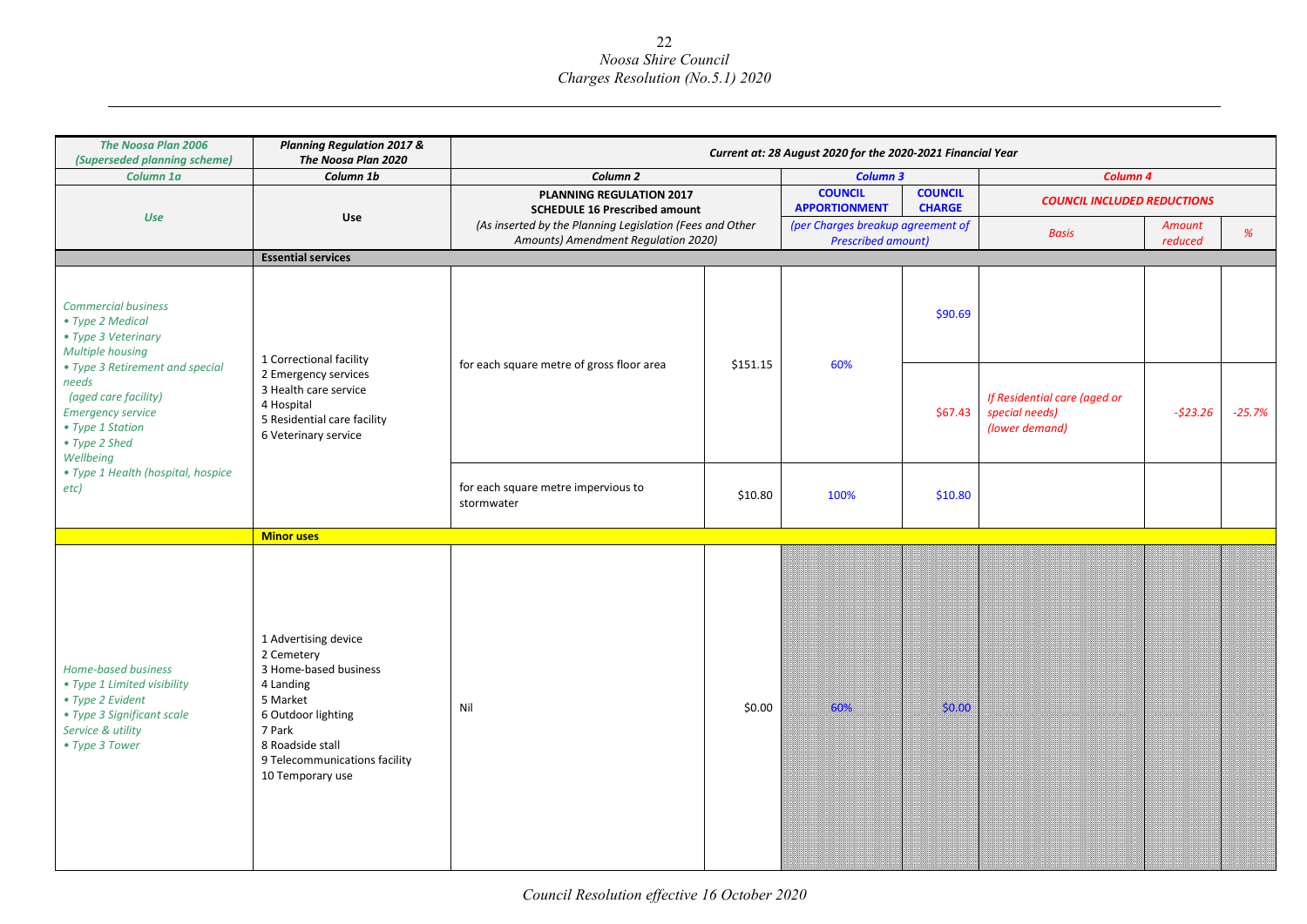| The Noosa Plan 2006 (Superseded planning scheme) | Planning Regulation 2017 & The Noosa Plan 2020 | Current at: 28 August 2020 for the 2020-2021 Financial Year | | | | | | |
|---|---|---|---|---|---|---|---|---|
| Column 1a | Column 1b | Column 2 | | Column 3 | | Column 4 | | |
| Use | Use | PLANNING REGULATION 2017 SCHEDULE 16 Prescribed amount (As inserted by the Planning Legislation (Fees and Other Amounts) Amendment Regulation 2020) | | COUNCIL APPORTIONMENT (per Charges breakup agreement of Prescribed amount) | COUNCIL CHARGE | COUNCIL INCLUDED REDUCTIONS | | |
| | | | | | | Basis | Amount reduced | % |
| | **Essential services** | | | | | | | |
| Commercial business<br>• Type 2 Medical<br>• Type 3 Veterinary<br>Multiple housing<br>• Type 3 Retirement and special needs (aged care facility)<br>Emergency service<br>• Type 1 Station<br>• Type 2 Shed<br>Wellbeing<br>• Type 1 Health (hospital, hospice etc) | 1 Correctional facility<br>2 Emergency services<br>3 Health care service<br>4 Hospital<br>5 Residential care facility<br>6 Veterinary service | for each square metre of gross floor area | $151.15 | 60% | $90.69 | | | |
| | | | | | $67.43 | If Residential care (aged or special needs) (lower demand) | -$23.26 | -25.7% |
| | | for each square metre impervious to stormwater | $10.80 | 100% | $10.80 | | | |
| | **Minor uses** | | | | | | | |
| Home-based business<br>• Type 1 Limited visibility<br>• Type 2 Evident<br>• Type 3 Significant scale<br>Service & utility<br>• Type 3 Tower | 1 Advertising device<br>2 Cemetery<br>3 Home-based business<br>4 Landing<br>5 Market<br>6 Outdoor lighting<br>7 Park<br>8 Roadside stall<br>9 Telecommunications facility<br>10 Temporary use | Nil | $0.00 | 60% | $0.00 | | | |

*Council Resolution effective 16 October 2020*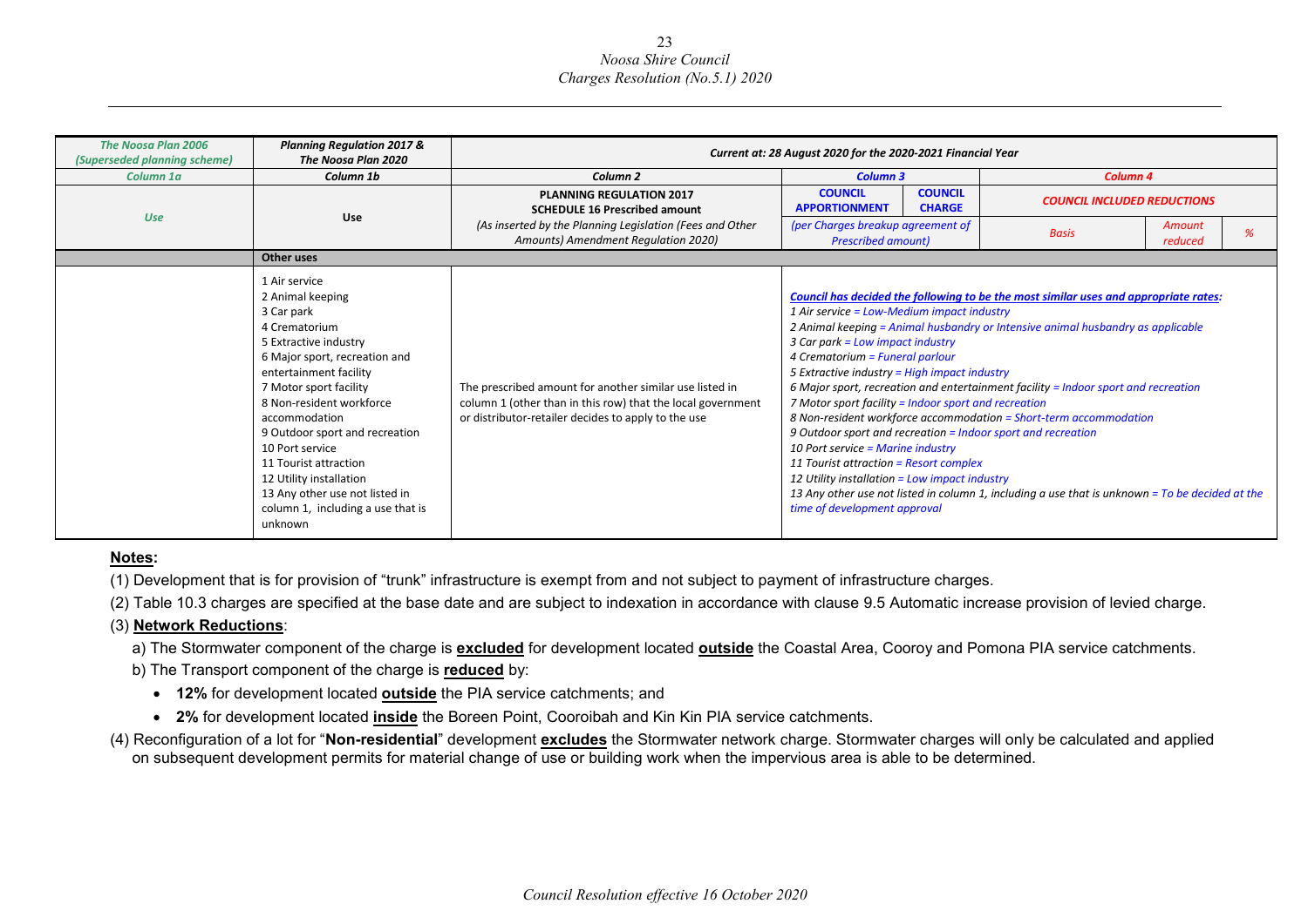| The Noosa Plan 2006 (Superseded planning scheme) | Planning Regulation 2017 & The Noosa Plan 2020 | Current at: 28 August 2020 for the 2020-2021 Financial Year | | | | | |
|---|---|---|---|---|---|---|---|
| Column 1a | Column 1b | Column 2 | Column 3 | | Column 4 | | |
| Use | Use | PLANNING REGULATION 2017 SCHEDULE 16 Prescribed amount (As inserted by the Planning Legislation (Fees and Other Amounts) Amendment Regulation 2020) | COUNCIL APPORTIONMENT | COUNCIL CHARGE | COUNCIL INCLUDED REDUCTIONS | | |
| | | | (per Charges breakup agreement of Prescribed amount) | | Basis | Amount reduced | % |
| | **Other uses** | | | | | | |
| | 1 Air service<br>2 Animal keeping<br>3 Car park<br>4 Crematorium<br>5 Extractive industry<br>6 Major sport, recreation and entertainment facility<br>7 Motor sport facility<br>8 Non-resident workforce accommodation<br>9 Outdoor sport and recreation<br>10 Port service<br>11 Tourist attraction<br>12 Utility installation<br>13 Any other use not listed in column 1, including a use that is unknown | The prescribed amount for another similar use listed in column 1 (other than in this row) that the local government or distributor-retailer decides to apply to the use | ***Council has decided the following to be the most similar uses and appropriate rates:***<br>*1 Air service = Low-Medium impact industry*<br>*2 Animal keeping = Animal husbandry or Intensive animal husbandry as applicable*<br>*3 Car park = Low impact industry*<br>*4 Crematorium = Funeral parlour*<br>*5 Extractive industry = High impact industry*<br>*6 Major sport, recreation and entertainment facility = Indoor sport and recreation*<br>*7 Motor sport facility = Indoor sport and recreation*<br>*8 Non-resident workforce accommodation = Short-term accommodation*<br>*9 Outdoor sport and recreation = Indoor sport and recreation*<br>*10 Port service = Marine industry*<br>*11 Tourist attraction = Resort complex*<br>*12 Utility installation = Low impact industry*<br>*13 Any other use not listed in column 1, including a use that is unknown = To be decided at the time of development approval* | | | | |

**Notes:**

(1) Development that is for provision of "trunk" infrastructure is exempt from and not subject to payment of infrastructure charges.

(2) Table 10.3 charges are specified at the base date and are subject to indexation in accordance with clause 9.5 Automatic increase provision of levied charge.

(3) **Network Reductions**:

a) The Stormwater component of the charge is **excluded** for development located **outside** the Coastal Area, Cooroy and Pomona PIA service catchments.

b) The Transport component of the charge is **reduced** by:

- **12%** for development located **outside** the PIA service catchments; and
- **2%** for development located **inside** the Boreen Point, Cooroibah and Kin Kin PIA service catchments.

(4) Reconfiguration of a lot for "**Non-residential**" development **excludes** the Stormwater network charge. Stormwater charges will only be calculated and applied on subsequent development permits for material change of use or building work when the impervious area is able to be determined.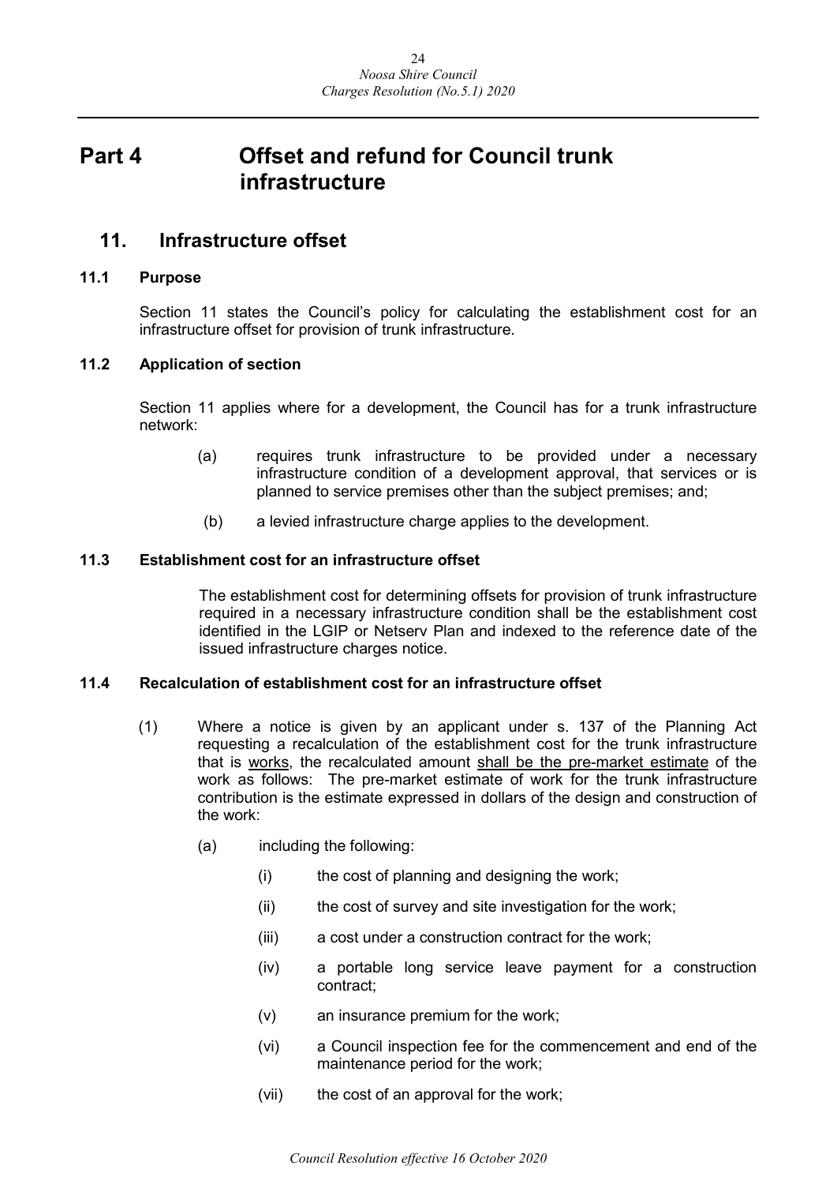# Part 4 Offset and refund for Council trunk infrastructure

## 11. Infrastructure offset

### 11.1 Purpose

Section 11 states the Council's policy for calculating the establishment cost for an infrastructure offset for provision of trunk infrastructure.

### 11.2 Application of section

Section 11 applies where for a development, the Council has for a trunk infrastructure network:

(a) requires trunk infrastructure to be provided under a necessary infrastructure condition of a development approval, that services or is planned to service premises other than the subject premises; and;

(b) a levied infrastructure charge applies to the development.

### 11.3 Establishment cost for an infrastructure offset

The establishment cost for determining offsets for provision of trunk infrastructure required in a necessary infrastructure condition shall be the establishment cost identified in the LGIP or Netserv Plan and indexed to the reference date of the issued infrastructure charges notice.

### 11.4 Recalculation of establishment cost for an infrastructure offset

(1) Where a notice is given by an applicant under s. 137 of the Planning Act requesting a recalculation of the establishment cost for the trunk infrastructure that is <u>works</u>, the recalculated amount <u>shall be the pre-market estimate</u> of the work as follows: The pre-market estimate of work for the trunk infrastructure contribution is the estimate expressed in dollars of the design and construction of the work:

(a) including the following:

(i) the cost of planning and designing the work;

(ii) the cost of survey and site investigation for the work;

(iii) a cost under a construction contract for the work;

(iv) a portable long service leave payment for a construction contract;

(v) an insurance premium for the work;

(vi) a Council inspection fee for the commencement and end of the maintenance period for the work;

(vii) the cost of an approval for the work;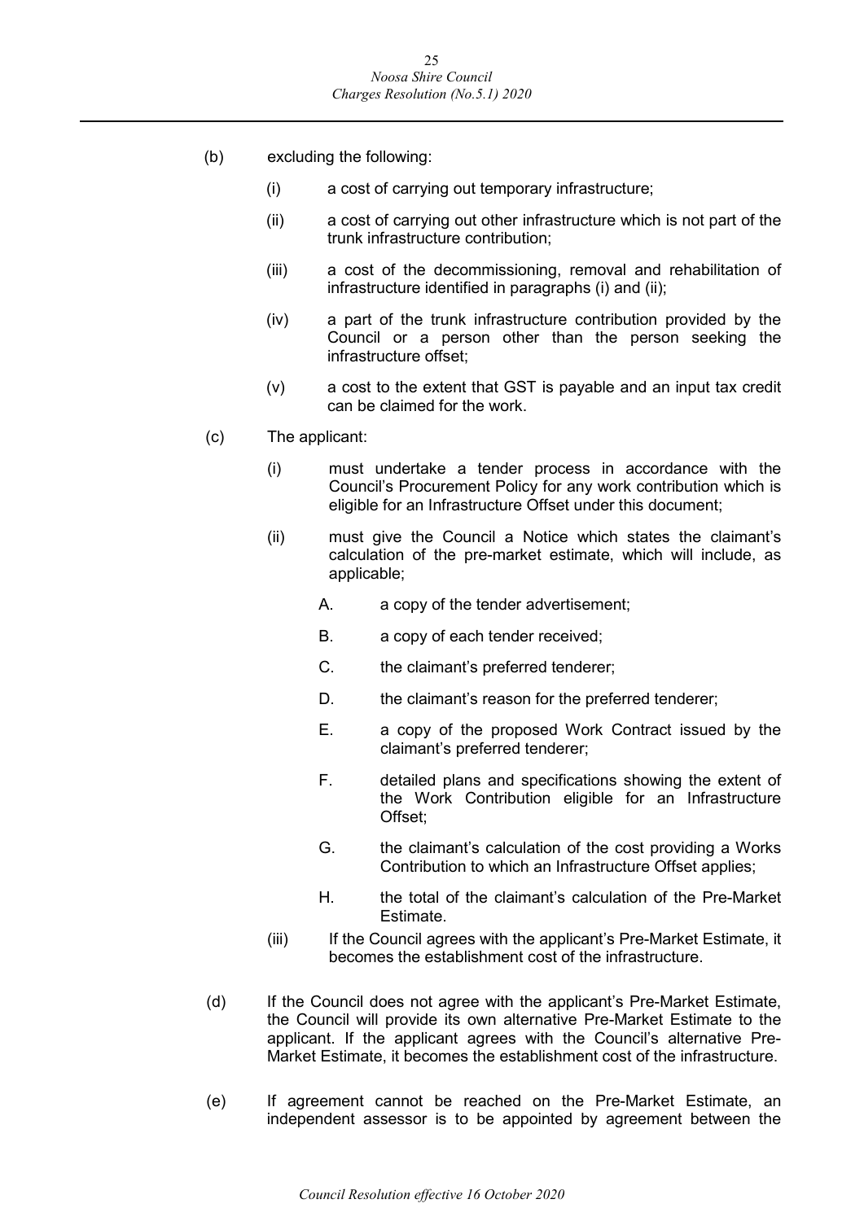(b) excluding the following:

   (i) a cost of carrying out temporary infrastructure;

   (ii) a cost of carrying out other infrastructure which is not part of the trunk infrastructure contribution;

   (iii) a cost of the decommissioning, removal and rehabilitation of infrastructure identified in paragraphs (i) and (ii);

   (iv) a part of the trunk infrastructure contribution provided by the Council or a person other than the person seeking the infrastructure offset;

   (v) a cost to the extent that GST is payable and an input tax credit can be claimed for the work.

(c) The applicant:

   (i) must undertake a tender process in accordance with the Council's Procurement Policy for any work contribution which is eligible for an Infrastructure Offset under this document;

   (ii) must give the Council a Notice which states the claimant's calculation of the pre-market estimate, which will include, as applicable;

      A. a copy of the tender advertisement;

      B. a copy of each tender received;

      C. the claimant's preferred tenderer;

      D. the claimant's reason for the preferred tenderer;

      E. a copy of the proposed Work Contract issued by the claimant's preferred tenderer;

      F. detailed plans and specifications showing the extent of the Work Contribution eligible for an Infrastructure Offset;

      G. the claimant's calculation of the cost providing a Works Contribution to which an Infrastructure Offset applies;

      H. the total of the claimant's calculation of the Pre-Market Estimate.

   (iii) If the Council agrees with the applicant's Pre-Market Estimate, it becomes the establishment cost of the infrastructure.

(d) If the Council does not agree with the applicant's Pre-Market Estimate, the Council will provide its own alternative Pre-Market Estimate to the applicant. If the applicant agrees with the Council's alternative Pre-Market Estimate, it becomes the establishment cost of the infrastructure.

(e) If agreement cannot be reached on the Pre-Market Estimate, an independent assessor is to be appointed by agreement between the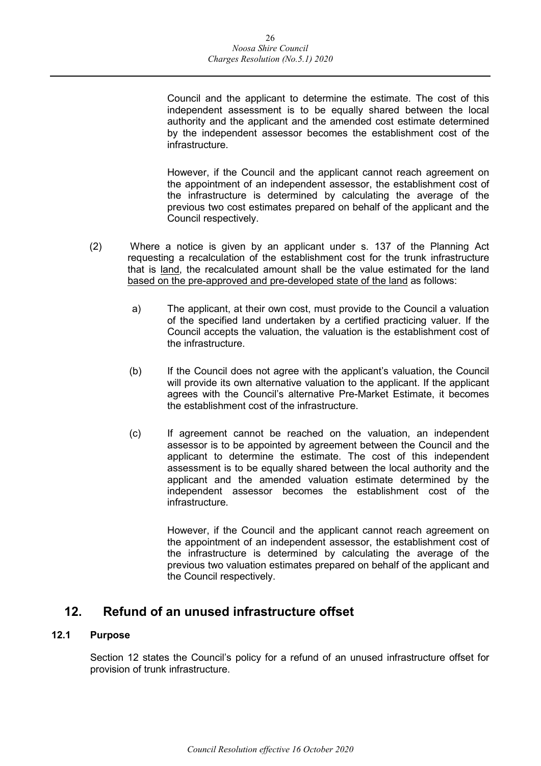Council and the applicant to determine the estimate. The cost of this independent assessment is to be equally shared between the local authority and the applicant and the amended cost estimate determined by the independent assessor becomes the establishment cost of the infrastructure.

However, if the Council and the applicant cannot reach agreement on the appointment of an independent assessor, the establishment cost of the infrastructure is determined by calculating the average of the previous two cost estimates prepared on behalf of the applicant and the Council respectively.

(2) Where a notice is given by an applicant under s. 137 of the Planning Act requesting a recalculation of the establishment cost for the trunk infrastructure that is <u>land</u>, the recalculated amount shall be the value estimated for the land <u>based on the pre-approved and pre-developed state of the land</u> as follows:

a) The applicant, at their own cost, must provide to the Council a valuation of the specified land undertaken by a certified practicing valuer. If the Council accepts the valuation, the valuation is the establishment cost of the infrastructure.

(b) If the Council does not agree with the applicant's valuation, the Council will provide its own alternative valuation to the applicant. If the applicant agrees with the Council's alternative Pre-Market Estimate, it becomes the establishment cost of the infrastructure.

(c) If agreement cannot be reached on the valuation, an independent assessor is to be appointed by agreement between the Council and the applicant to determine the estimate. The cost of this independent assessment is to be equally shared between the local authority and the applicant and the amended valuation estimate determined by the independent assessor becomes the establishment cost of the infrastructure.

However, if the Council and the applicant cannot reach agreement on the appointment of an independent assessor, the establishment cost of the infrastructure is determined by calculating the average of the previous two valuation estimates prepared on behalf of the applicant and the Council respectively.

## 12. Refund of an unused infrastructure offset

### 12.1 Purpose

Section 12 states the Council's policy for a refund of an unused infrastructure offset for provision of trunk infrastructure.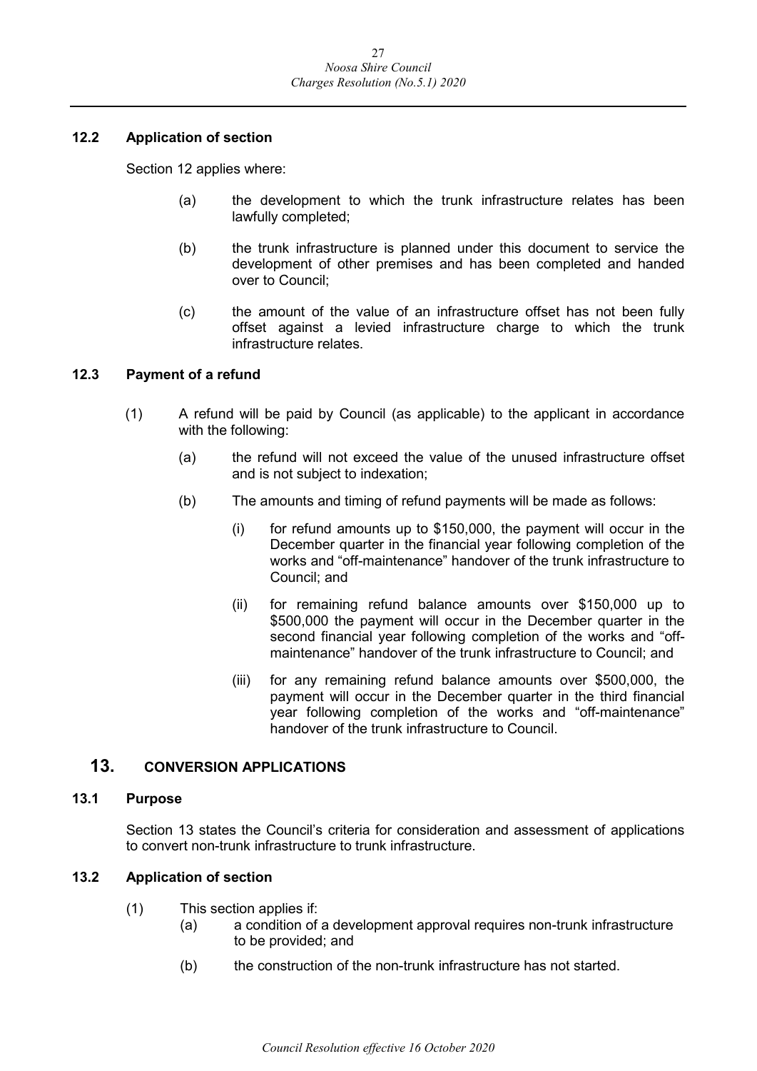### 12.2 Application of section

Section 12 applies where:

(a) the development to which the trunk infrastructure relates has been lawfully completed;

(b) the trunk infrastructure is planned under this document to service the development of other premises and has been completed and handed over to Council;

(c) the amount of the value of an infrastructure offset has not been fully offset against a levied infrastructure charge to which the trunk infrastructure relates.

### 12.3 Payment of a refund

(1) A refund will be paid by Council (as applicable) to the applicant in accordance with the following:

(a) the refund will not exceed the value of the unused infrastructure offset and is not subject to indexation;

(b) The amounts and timing of refund payments will be made as follows:

(i) for refund amounts up to \$150,000, the payment will occur in the December quarter in the financial year following completion of the works and "off-maintenance" handover of the trunk infrastructure to Council; and

(ii) for remaining refund balance amounts over \$150,000 up to \$500,000 the payment will occur in the December quarter in the second financial year following completion of the works and "off-maintenance" handover of the trunk infrastructure to Council; and

(iii) for any remaining refund balance amounts over \$500,000, the payment will occur in the December quarter in the third financial year following completion of the works and "off-maintenance" handover of the trunk infrastructure to Council.

## 13. CONVERSION APPLICATIONS

### 13.1 Purpose

Section 13 states the Council's criteria for consideration and assessment of applications to convert non-trunk infrastructure to trunk infrastructure.

### 13.2 Application of section

(1) This section applies if:

(a) a condition of a development approval requires non-trunk infrastructure to be provided; and

(b) the construction of the non-trunk infrastructure has not started.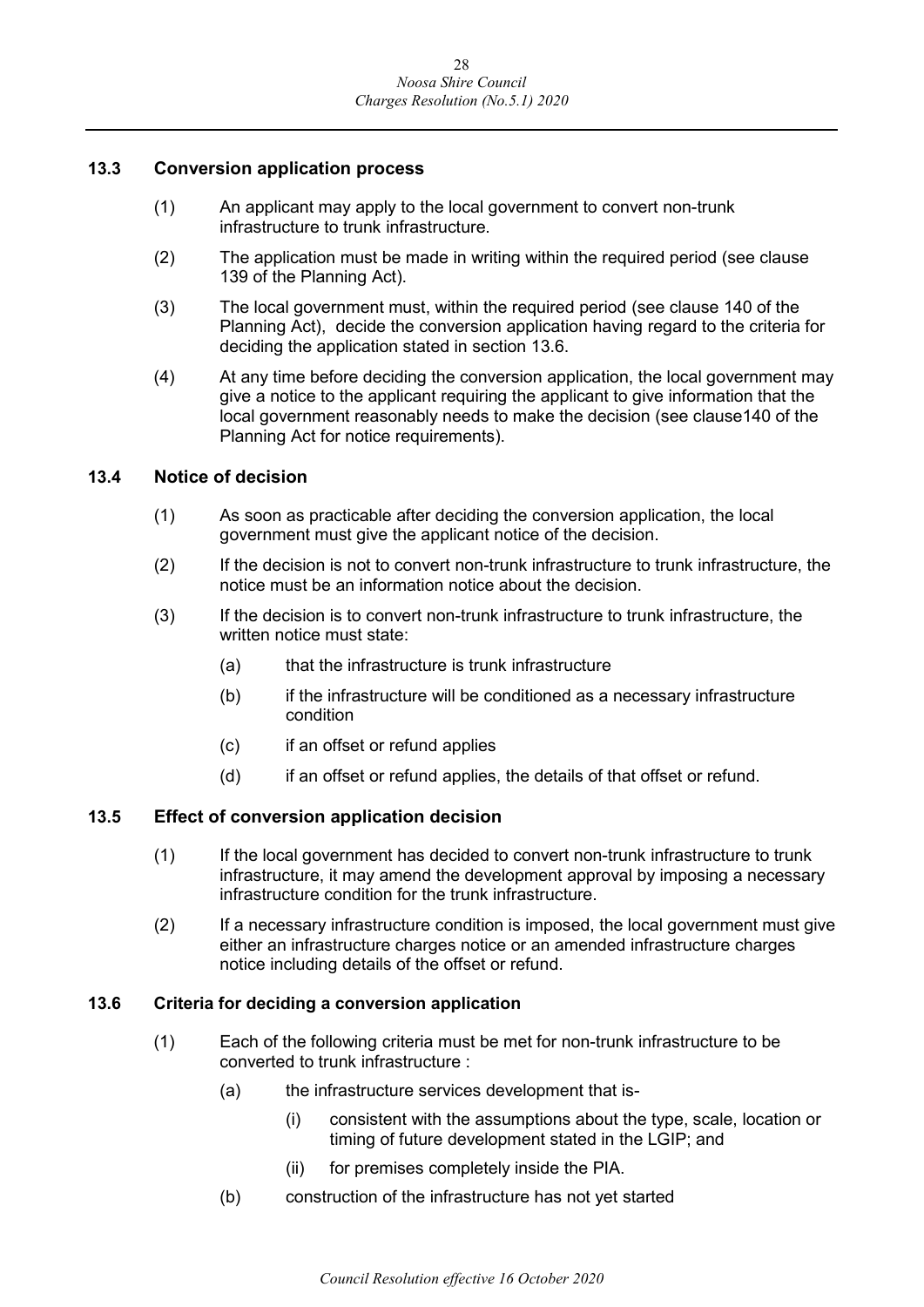## 13.3 Conversion application process

(1) An applicant may apply to the local government to convert non-trunk infrastructure to trunk infrastructure.

(2) The application must be made in writing within the required period (see clause 139 of the Planning Act).

(3) The local government must, within the required period (see clause 140 of the Planning Act), decide the conversion application having regard to the criteria for deciding the application stated in section 13.6.

(4) At any time before deciding the conversion application, the local government may give a notice to the applicant requiring the applicant to give information that the local government reasonably needs to make the decision (see clause140 of the Planning Act for notice requirements).

## 13.4 Notice of decision

(1) As soon as practicable after deciding the conversion application, the local government must give the applicant notice of the decision.

(2) If the decision is not to convert non-trunk infrastructure to trunk infrastructure, the notice must be an information notice about the decision.

(3) If the decision is to convert non-trunk infrastructure to trunk infrastructure, the written notice must state:

- (a) that the infrastructure is trunk infrastructure
- (b) if the infrastructure will be conditioned as a necessary infrastructure condition
- (c) if an offset or refund applies
- (d) if an offset or refund applies, the details of that offset or refund.

## 13.5 Effect of conversion application decision

(1) If the local government has decided to convert non-trunk infrastructure to trunk infrastructure, it may amend the development approval by imposing a necessary infrastructure condition for the trunk infrastructure.

(2) If a necessary infrastructure condition is imposed, the local government must give either an infrastructure charges notice or an amended infrastructure charges notice including details of the offset or refund.

## 13.6 Criteria for deciding a conversion application

(1) Each of the following criteria must be met for non-trunk infrastructure to be converted to trunk infrastructure :

- (a) the infrastructure services development that is-
  - (i) consistent with the assumptions about the type, scale, location or timing of future development stated in the LGIP; and
  - (ii) for premises completely inside the PIA.
- (b) construction of the infrastructure has not yet started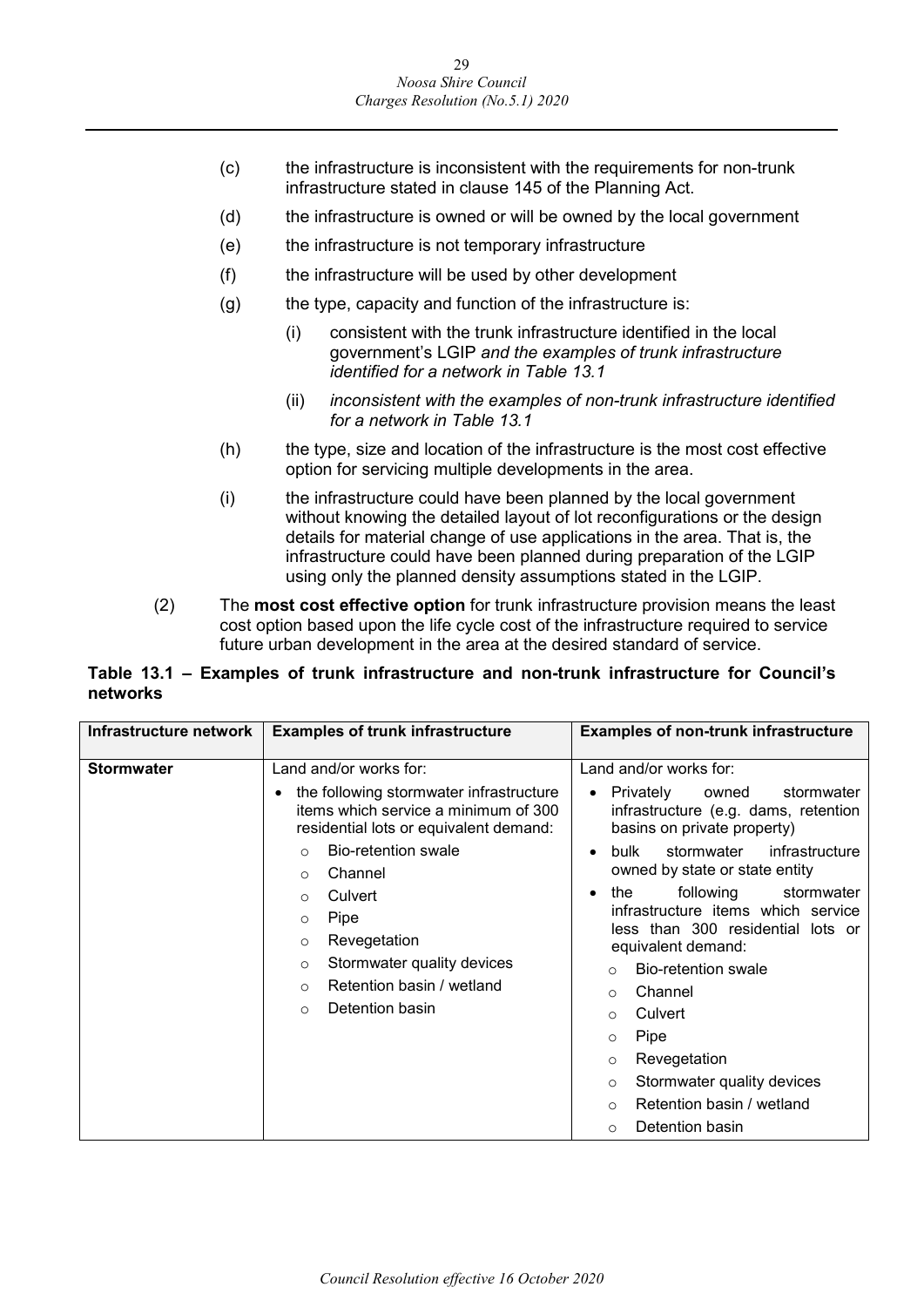(c) the infrastructure is inconsistent with the requirements for non-trunk infrastructure stated in clause 145 of the Planning Act.

(d) the infrastructure is owned or will be owned by the local government

(e) the infrastructure is not temporary infrastructure

(f) the infrastructure will be used by other development

(g) the type, capacity and function of the infrastructure is:

(i) consistent with the trunk infrastructure identified in the local government's LGIP *and the examples of trunk infrastructure identified for a network in Table 13.1*

(ii) *inconsistent with the examples of non-trunk infrastructure identified for a network in Table 13.1*

(h) the type, size and location of the infrastructure is the most cost effective option for servicing multiple developments in the area.

(i) the infrastructure could have been planned by the local government without knowing the detailed layout of lot reconfigurations or the design details for material change of use applications in the area. That is, the infrastructure could have been planned during preparation of the LGIP using only the planned density assumptions stated in the LGIP.

(2) The **most cost effective option** for trunk infrastructure provision means the least cost option based upon the life cycle cost of the infrastructure required to service future urban development in the area at the desired standard of service.

**Table 13.1 – Examples of trunk infrastructure and non-trunk infrastructure for Council's networks**

| Infrastructure network | Examples of trunk infrastructure | Examples of non-trunk infrastructure |
|---|---|---|
| **Stormwater** | Land and/or works for:<br>• the following stormwater infrastructure items which service a minimum of 300 residential lots or equivalent demand:<br>  ○ Bio-retention swale<br>  ○ Channel<br>  ○ Culvert<br>  ○ Pipe<br>  ○ Revegetation<br>  ○ Stormwater quality devices<br>  ○ Retention basin / wetland<br>  ○ Detention basin | Land and/or works for:<br>• Privately owned stormwater infrastructure (e.g. dams, retention basins on private property)<br>• bulk stormwater infrastructure owned by state or state entity<br>• the following stormwater infrastructure items which service less than 300 residential lots or equivalent demand:<br>  ○ Bio-retention swale<br>  ○ Channel<br>  ○ Culvert<br>  ○ Pipe<br>  ○ Revegetation<br>  ○ Stormwater quality devices<br>  ○ Retention basin / wetland<br>  ○ Detention basin |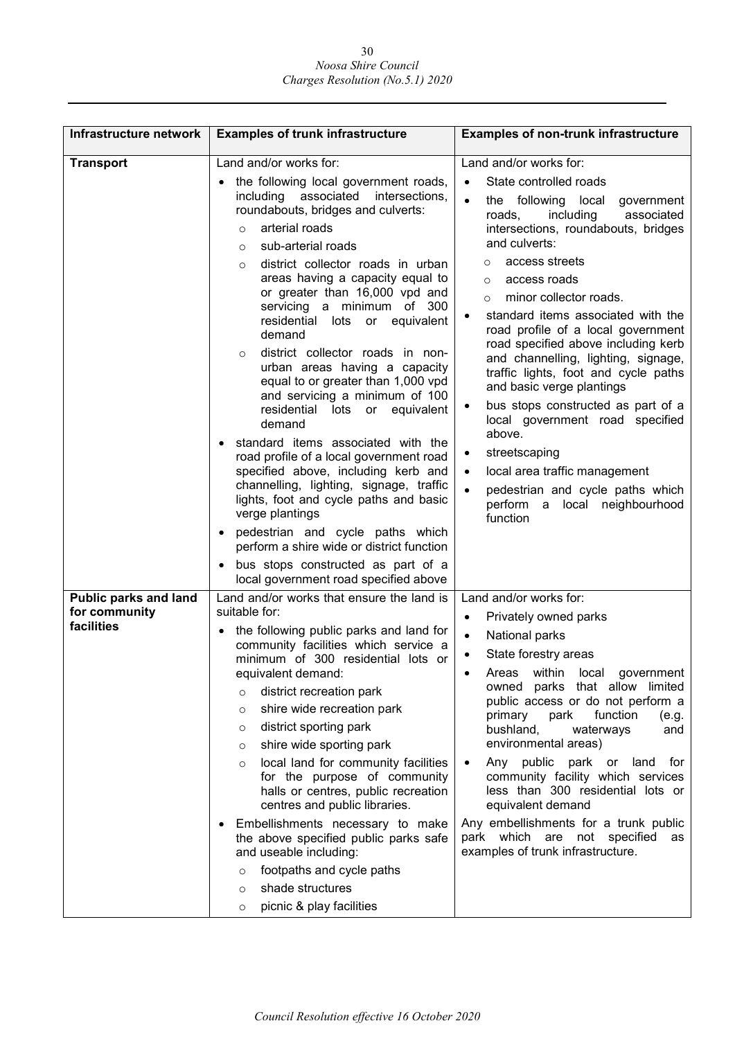| Infrastructure network | Examples of trunk infrastructure | Examples of non-trunk infrastructure |
|---|---|---|
| **Transport** | Land and/or works for:<br>• the following local government roads, including associated intersections, roundabouts, bridges and culverts:<br>○ arterial roads<br>○ sub-arterial roads<br>○ district collector roads in urban areas having a capacity equal to or greater than 16,000 vpd and servicing a minimum of 300 residential lots or equivalent demand<br>○ district collector roads in non-urban areas having a capacity equal to or greater than 1,000 vpd and servicing a minimum of 100 residential lots or equivalent demand<br>• standard items associated with the road profile of a local government road specified above, including kerb and channelling, lighting, signage, traffic lights, foot and cycle paths and basic verge plantings<br>• pedestrian and cycle paths which perform a shire wide or district function<br>• bus stops constructed as part of a local government road specified above | Land and/or works for:<br>• State controlled roads<br>• the following local government roads, including associated intersections, roundabouts, bridges and culverts:<br>○ access streets<br>○ access roads<br>○ minor collector roads.<br>• standard items associated with the road profile of a local government road specified above including kerb and channelling, lighting, signage, traffic lights, foot and cycle paths and basic verge plantings<br>• bus stops constructed as part of a local government road specified above.<br>• streetscaping<br>• local area traffic management<br>• pedestrian and cycle paths which perform a local neighbourhood function |
| **Public parks and land for community facilities** | Land and/or works that ensure the land is suitable for:<br>• the following public parks and land for community facilities which service a minimum of 300 residential lots or equivalent demand:<br>○ district recreation park<br>○ shire wide recreation park<br>○ district sporting park<br>○ shire wide sporting park<br>○ local land for community facilities for the purpose of community halls or centres, public recreation centres and public libraries.<br>• Embellishments necessary to make the above specified public parks safe and useable including:<br>○ footpaths and cycle paths<br>○ shade structures<br>○ picnic & play facilities | Land and/or works for:<br>• Privately owned parks<br>• National parks<br>• State forestry areas<br>• Areas within local government owned parks that allow limited public access or do not perform a primary park function (e.g. bushland, waterways and environmental areas)<br>• Any public park or land for community facility which services less than 300 residential lots or equivalent demand<br>Any embellishments for a trunk public park which are not specified as examples of trunk infrastructure. |